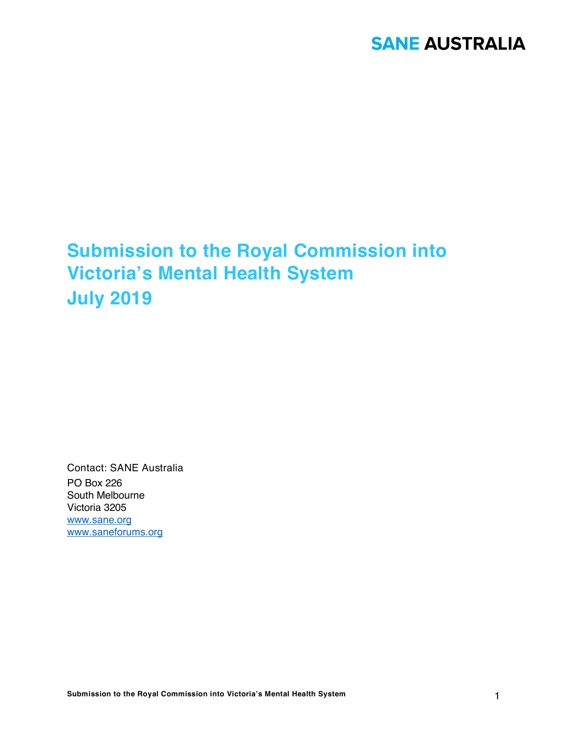SANE AUSTRALIA

# Submission to the Royal Commission into Victoria's Mental Health System
# July 2019

Contact: SANE Australia

PO Box 226
South Melbourne
Victoria 3205
www.sane.org
www.saneforums.org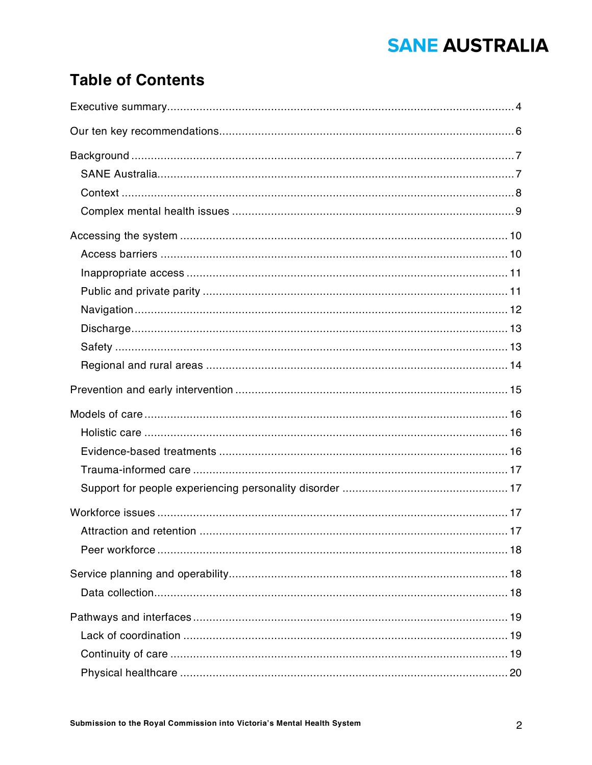# Table of Contents

Executive summary .......... 4

Our ten key recommendations .......... 6

Background .......... 7
- SANE Australia .......... 7
- Context .......... 8
- Complex mental health issues .......... 9

Accessing the system .......... 10
- Access barriers .......... 10
- Inappropriate access .......... 11
- Public and private parity .......... 11
- Navigation .......... 12
- Discharge .......... 13
- Safety .......... 13
- Regional and rural areas .......... 14

Prevention and early intervention .......... 15

Models of care .......... 16
- Holistic care .......... 16
- Evidence-based treatments .......... 16
- Trauma-informed care .......... 17
- Support for people experiencing personality disorder .......... 17

Workforce issues .......... 17
- Attraction and retention .......... 17
- Peer workforce .......... 18

Service planning and operability .......... 18
- Data collection .......... 18

Pathways and interfaces .......... 19
- Lack of coordination .......... 19
- Continuity of care .......... 19
- Physical healthcare .......... 20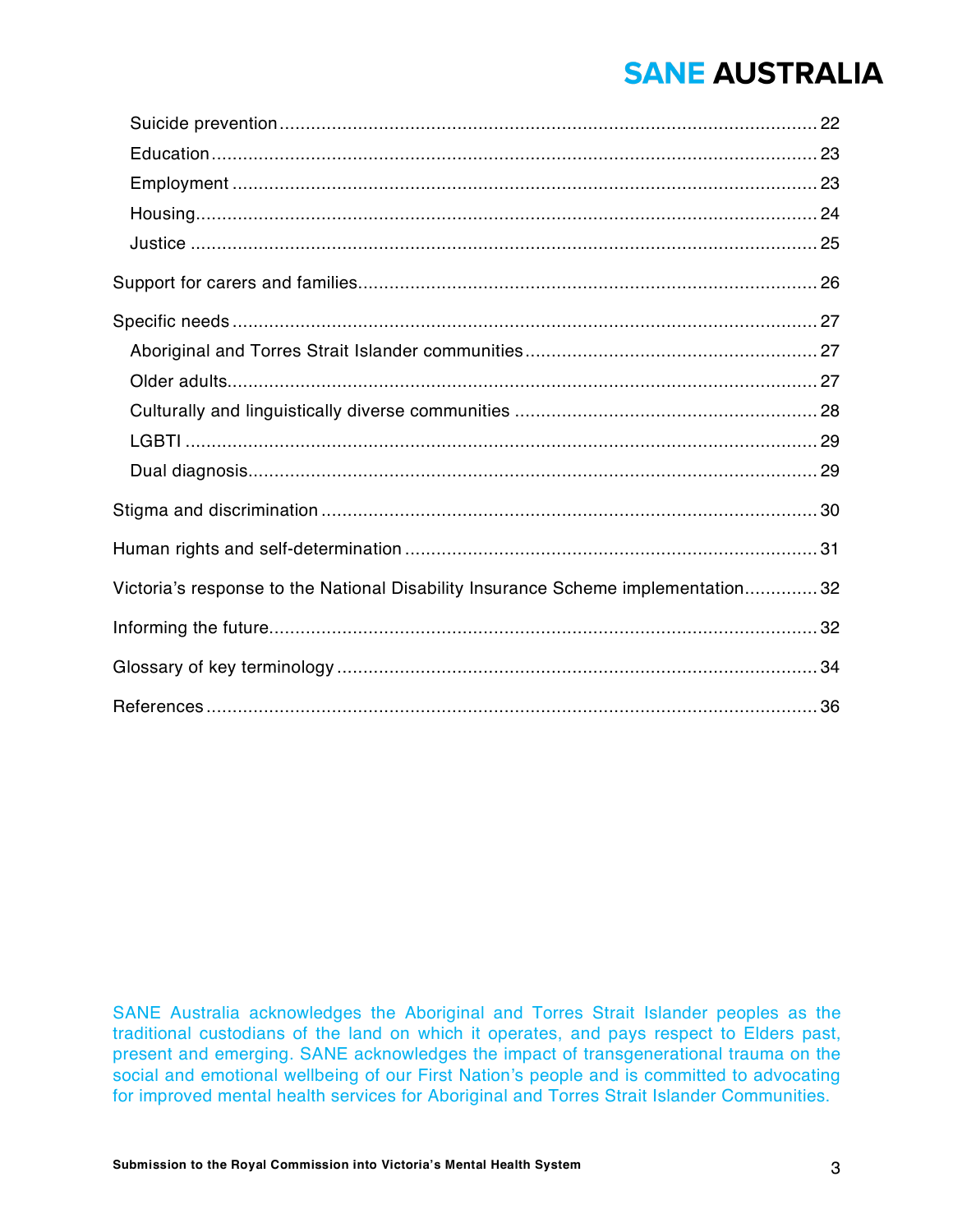Suicide prevention ........ 22
Education ........ 23
Employment ........ 23
Housing ........ 24
Justice ........ 25

Support for carers and families ........ 26

Specific needs ........ 27
Aboriginal and Torres Strait Islander communities ........ 27
Older adults ........ 27
Culturally and linguistically diverse communities ........ 28
LGBTI ........ 29
Dual diagnosis ........ 29

Stigma and discrimination ........ 30

Human rights and self-determination ........ 31

Victoria's response to the National Disability Insurance Scheme implementation ........ 32

Informing the future ........ 32

Glossary of key terminology ........ 34

References ........ 36

SANE Australia acknowledges the Aboriginal and Torres Strait Islander peoples as the traditional custodians of the land on which it operates, and pays respect to Elders past, present and emerging. SANE acknowledges the impact of transgenerational trauma on the social and emotional wellbeing of our First Nation's people and is committed to advocating for improved mental health services for Aboriginal and Torres Strait Islander Communities.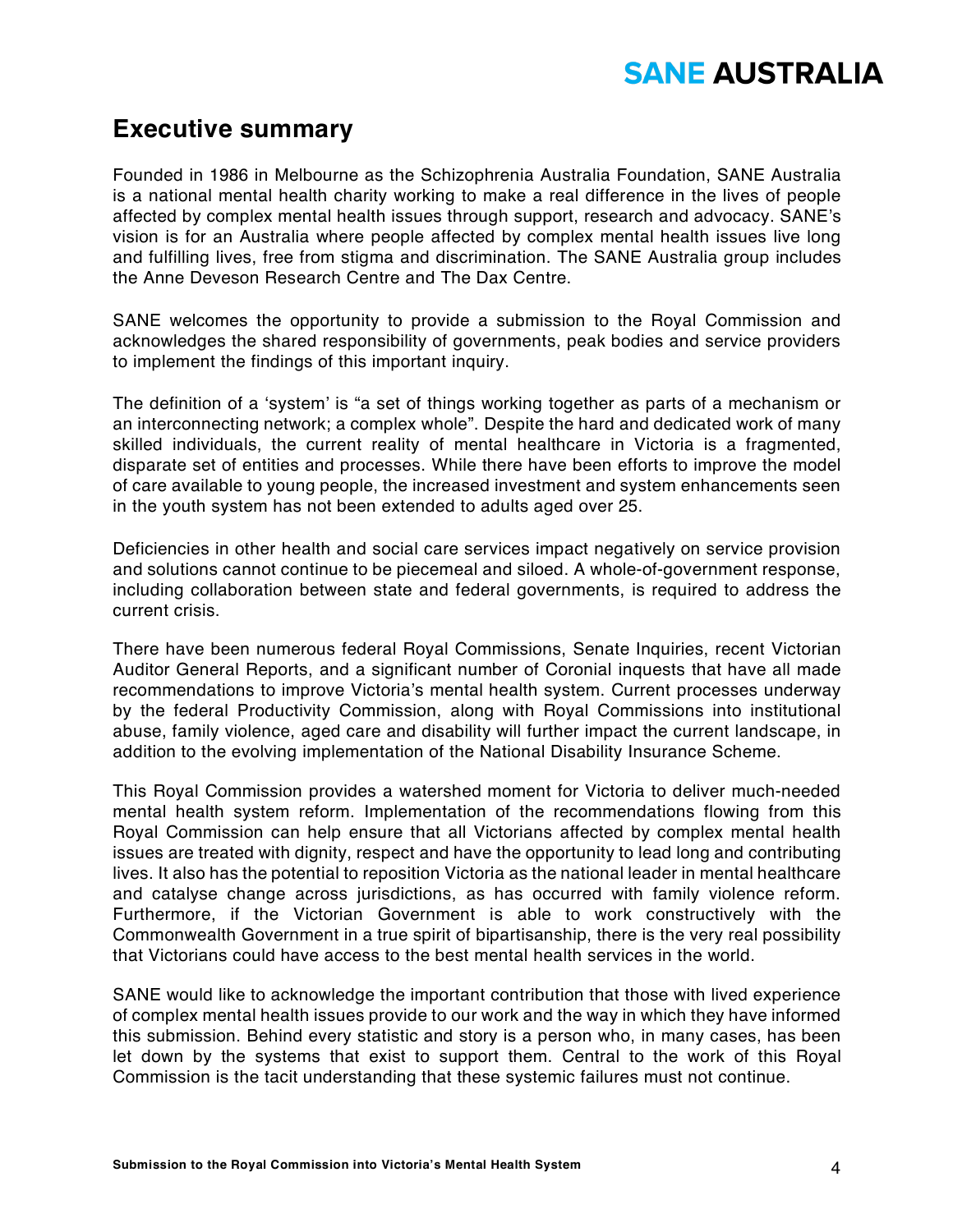## Executive summary

Founded in 1986 in Melbourne as the Schizophrenia Australia Foundation, SANE Australia is a national mental health charity working to make a real difference in the lives of people affected by complex mental health issues through support, research and advocacy. SANE's vision is for an Australia where people affected by complex mental health issues live long and fulfilling lives, free from stigma and discrimination. The SANE Australia group includes the Anne Deveson Research Centre and The Dax Centre.

SANE welcomes the opportunity to provide a submission to the Royal Commission and acknowledges the shared responsibility of governments, peak bodies and service providers to implement the findings of this important inquiry.

The definition of a 'system' is "a set of things working together as parts of a mechanism or an interconnecting network; a complex whole". Despite the hard and dedicated work of many skilled individuals, the current reality of mental healthcare in Victoria is a fragmented, disparate set of entities and processes. While there have been efforts to improve the model of care available to young people, the increased investment and system enhancements seen in the youth system has not been extended to adults aged over 25.

Deficiencies in other health and social care services impact negatively on service provision and solutions cannot continue to be piecemeal and siloed. A whole-of-government response, including collaboration between state and federal governments, is required to address the current crisis.

There have been numerous federal Royal Commissions, Senate Inquiries, recent Victorian Auditor General Reports, and a significant number of Coronial inquests that have all made recommendations to improve Victoria's mental health system. Current processes underway by the federal Productivity Commission, along with Royal Commissions into institutional abuse, family violence, aged care and disability will further impact the current landscape, in addition to the evolving implementation of the National Disability Insurance Scheme.

This Royal Commission provides a watershed moment for Victoria to deliver much-needed mental health system reform. Implementation of the recommendations flowing from this Royal Commission can help ensure that all Victorians affected by complex mental health issues are treated with dignity, respect and have the opportunity to lead long and contributing lives. It also has the potential to reposition Victoria as the national leader in mental healthcare and catalyse change across jurisdictions, as has occurred with family violence reform. Furthermore, if the Victorian Government is able to work constructively with the Commonwealth Government in a true spirit of bipartisanship, there is the very real possibility that Victorians could have access to the best mental health services in the world.

SANE would like to acknowledge the important contribution that those with lived experience of complex mental health issues provide to our work and the way in which they have informed this submission. Behind every statistic and story is a person who, in many cases, has been let down by the systems that exist to support them. Central to the work of this Royal Commission is the tacit understanding that these systemic failures must not continue.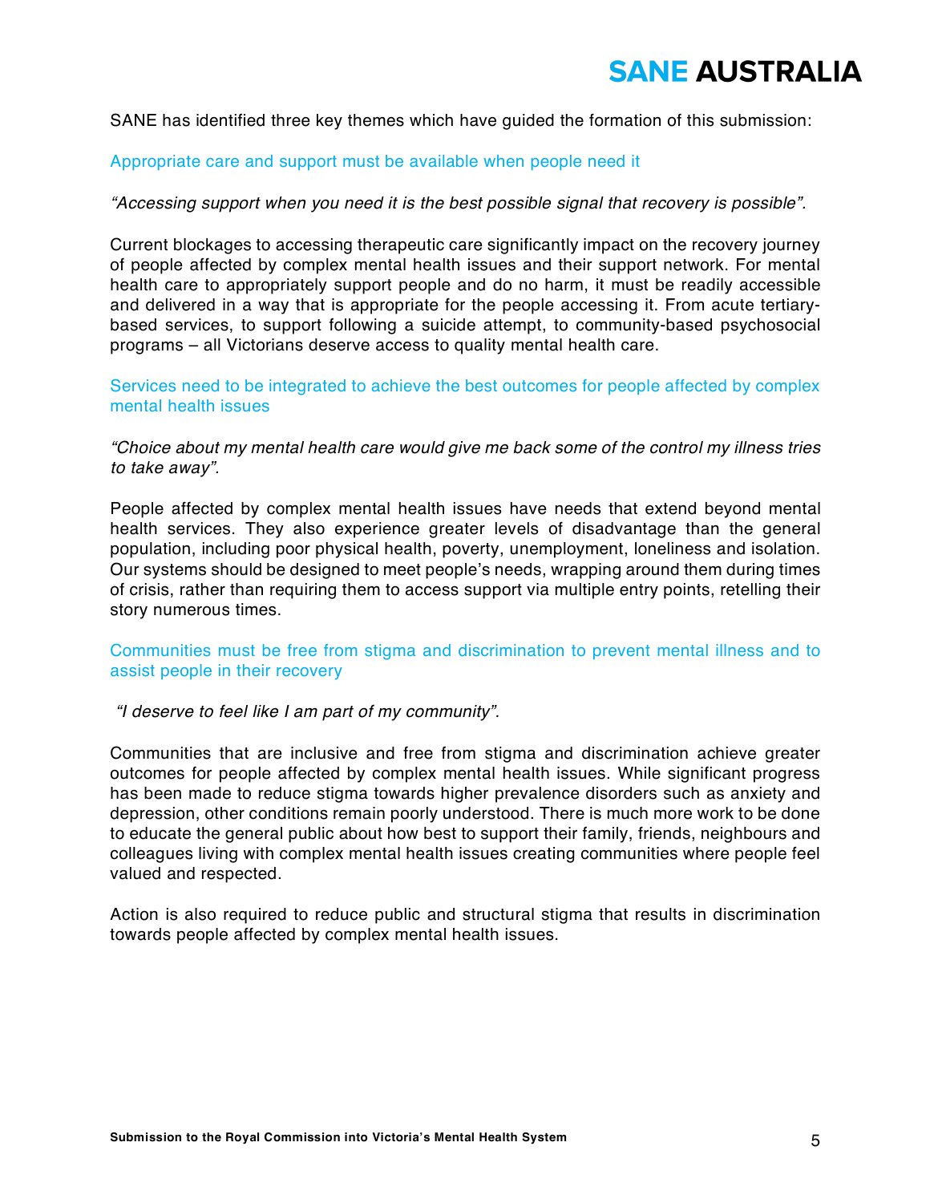SANE has identified three key themes which have guided the formation of this submission:

## Appropriate care and support must be available when people need it

*"Accessing support when you need it is the best possible signal that recovery is possible".*

Current blockages to accessing therapeutic care significantly impact on the recovery journey of people affected by complex mental health issues and their support network. For mental health care to appropriately support people and do no harm, it must be readily accessible and delivered in a way that is appropriate for the people accessing it. From acute tertiary-based services, to support following a suicide attempt, to community-based psychosocial programs – all Victorians deserve access to quality mental health care.

## Services need to be integrated to achieve the best outcomes for people affected by complex mental health issues

*"Choice about my mental health care would give me back some of the control my illness tries to take away".*

People affected by complex mental health issues have needs that extend beyond mental health services. They also experience greater levels of disadvantage than the general population, including poor physical health, poverty, unemployment, loneliness and isolation. Our systems should be designed to meet people's needs, wrapping around them during times of crisis, rather than requiring them to access support via multiple entry points, retelling their story numerous times.

## Communities must be free from stigma and discrimination to prevent mental illness and to assist people in their recovery

*"I deserve to feel like I am part of my community".*

Communities that are inclusive and free from stigma and discrimination achieve greater outcomes for people affected by complex mental health issues. While significant progress has been made to reduce stigma towards higher prevalence disorders such as anxiety and depression, other conditions remain poorly understood. There is much more work to be done to educate the general public about how best to support their family, friends, neighbours and colleagues living with complex mental health issues creating communities where people feel valued and respected.

Action is also required to reduce public and structural stigma that results in discrimination towards people affected by complex mental health issues.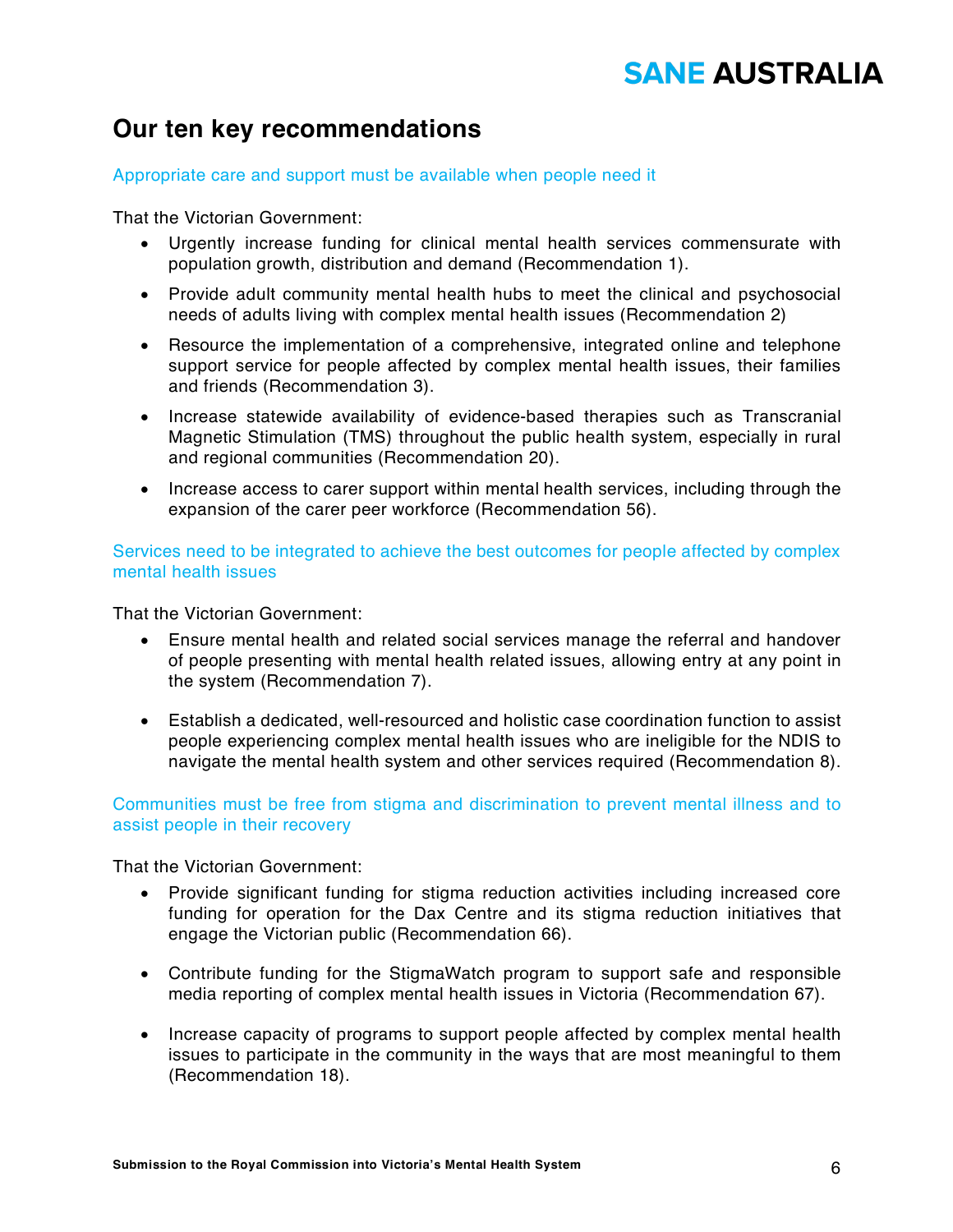## Our ten key recommendations

Appropriate care and support must be available when people need it

That the Victorian Government:

- Urgently increase funding for clinical mental health services commensurate with population growth, distribution and demand (Recommendation 1).
- Provide adult community mental health hubs to meet the clinical and psychosocial needs of adults living with complex mental health issues (Recommendation 2)
- Resource the implementation of a comprehensive, integrated online and telephone support service for people affected by complex mental health issues, their families and friends (Recommendation 3).
- Increase statewide availability of evidence-based therapies such as Transcranial Magnetic Stimulation (TMS) throughout the public health system, especially in rural and regional communities (Recommendation 20).
- Increase access to carer support within mental health services, including through the expansion of the carer peer workforce (Recommendation 56).

Services need to be integrated to achieve the best outcomes for people affected by complex mental health issues

That the Victorian Government:

- Ensure mental health and related social services manage the referral and handover of people presenting with mental health related issues, allowing entry at any point in the system (Recommendation 7).
- Establish a dedicated, well-resourced and holistic case coordination function to assist people experiencing complex mental health issues who are ineligible for the NDIS to navigate the mental health system and other services required (Recommendation 8).

Communities must be free from stigma and discrimination to prevent mental illness and to assist people in their recovery

That the Victorian Government:

- Provide significant funding for stigma reduction activities including increased core funding for operation for the Dax Centre and its stigma reduction initiatives that engage the Victorian public (Recommendation 66).
- Contribute funding for the StigmaWatch program to support safe and responsible media reporting of complex mental health issues in Victoria (Recommendation 67).
- Increase capacity of programs to support people affected by complex mental health issues to participate in the community in the ways that are most meaningful to them (Recommendation 18).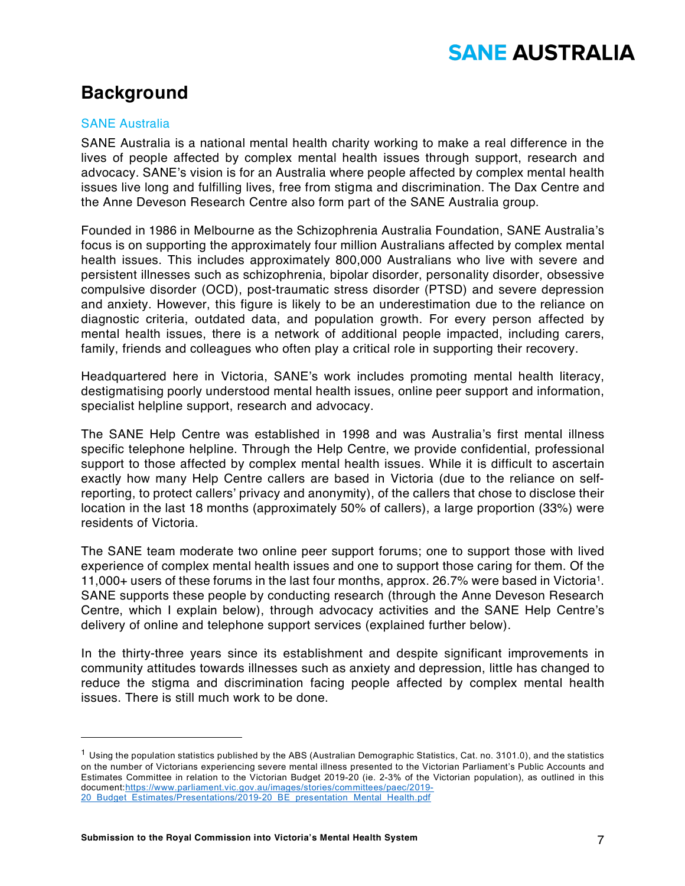## Background

### SANE Australia

SANE Australia is a national mental health charity working to make a real difference in the lives of people affected by complex mental health issues through support, research and advocacy. SANE's vision is for an Australia where people affected by complex mental health issues live long and fulfilling lives, free from stigma and discrimination. The Dax Centre and the Anne Deveson Research Centre also form part of the SANE Australia group.

Founded in 1986 in Melbourne as the Schizophrenia Australia Foundation, SANE Australia's focus is on supporting the approximately four million Australians affected by complex mental health issues. This includes approximately 800,000 Australians who live with severe and persistent illnesses such as schizophrenia, bipolar disorder, personality disorder, obsessive compulsive disorder (OCD), post-traumatic stress disorder (PTSD) and severe depression and anxiety. However, this figure is likely to be an underestimation due to the reliance on diagnostic criteria, outdated data, and population growth. For every person affected by mental health issues, there is a network of additional people impacted, including carers, family, friends and colleagues who often play a critical role in supporting their recovery.

Headquartered here in Victoria, SANE's work includes promoting mental health literacy, destigmatising poorly understood mental health issues, online peer support and information, specialist helpline support, research and advocacy.

The SANE Help Centre was established in 1998 and was Australia's first mental illness specific telephone helpline. Through the Help Centre, we provide confidential, professional support to those affected by complex mental health issues. While it is difficult to ascertain exactly how many Help Centre callers are based in Victoria (due to the reliance on self-reporting, to protect callers' privacy and anonymity), of the callers that chose to disclose their location in the last 18 months (approximately 50% of callers), a large proportion (33%) were residents of Victoria.

The SANE team moderate two online peer support forums; one to support those with lived experience of complex mental health issues and one to support those caring for them. Of the 11,000+ users of these forums in the last four months, approx. 26.7% were based in Victoria[1]. SANE supports these people by conducting research (through the Anne Deveson Research Centre, which I explain below), through advocacy activities and the SANE Help Centre's delivery of online and telephone support services (explained further below).

In the thirty-three years since its establishment and despite significant improvements in community attitudes towards illnesses such as anxiety and depression, little has changed to reduce the stigma and discrimination facing people affected by complex mental health issues. There is still much work to be done.

---

[1] Using the population statistics published by the ABS (Australian Demographic Statistics, Cat. no. 3101.0), and the statistics on the number of Victorians experiencing severe mental illness presented to the Victorian Parliament's Public Accounts and Estimates Committee in relation to the Victorian Budget 2019-20 (ie. 2-3% of the Victorian population), as outlined in this document: https://www.parliament.vic.gov.au/images/stories/committees/paec/2019-20_Budget_Estimates/Presentations/2019-20_BE_presentation_Mental_Health.pdf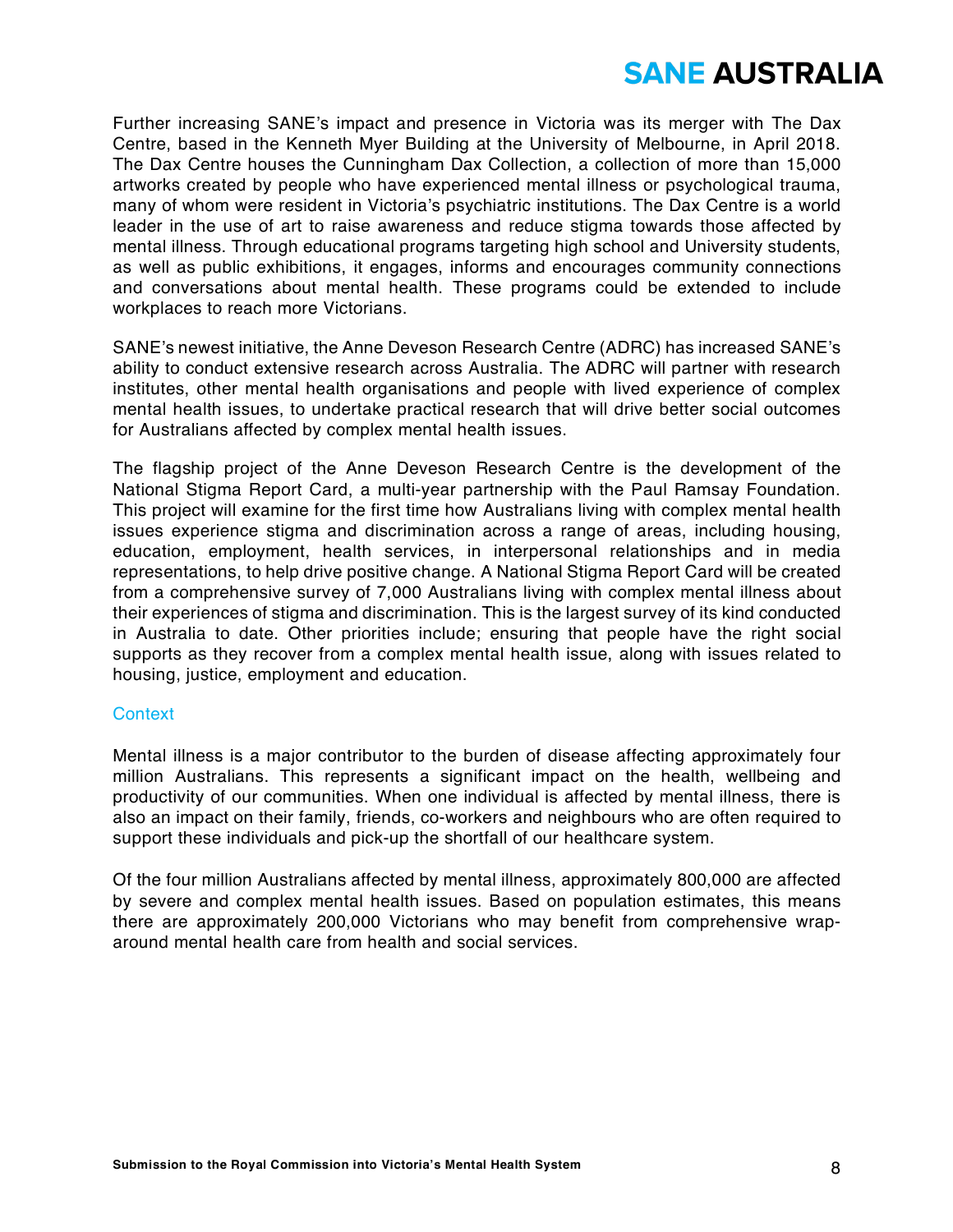Further increasing SANE's impact and presence in Victoria was its merger with The Dax Centre, based in the Kenneth Myer Building at the University of Melbourne, in April 2018. The Dax Centre houses the Cunningham Dax Collection, a collection of more than 15,000 artworks created by people who have experienced mental illness or psychological trauma, many of whom were resident in Victoria's psychiatric institutions. The Dax Centre is a world leader in the use of art to raise awareness and reduce stigma towards those affected by mental illness. Through educational programs targeting high school and University students, as well as public exhibitions, it engages, informs and encourages community connections and conversations about mental health. These programs could be extended to include workplaces to reach more Victorians.

SANE's newest initiative, the Anne Deveson Research Centre (ADRC) has increased SANE's ability to conduct extensive research across Australia. The ADRC will partner with research institutes, other mental health organisations and people with lived experience of complex mental health issues, to undertake practical research that will drive better social outcomes for Australians affected by complex mental health issues.

The flagship project of the Anne Deveson Research Centre is the development of the National Stigma Report Card, a multi-year partnership with the Paul Ramsay Foundation. This project will examine for the first time how Australians living with complex mental health issues experience stigma and discrimination across a range of areas, including housing, education, employment, health services, in interpersonal relationships and in media representations, to help drive positive change. A National Stigma Report Card will be created from a comprehensive survey of 7,000 Australians living with complex mental illness about their experiences of stigma and discrimination. This is the largest survey of its kind conducted in Australia to date. Other priorities include; ensuring that people have the right social supports as they recover from a complex mental health issue, along with issues related to housing, justice, employment and education.

## Context

Mental illness is a major contributor to the burden of disease affecting approximately four million Australians. This represents a significant impact on the health, wellbeing and productivity of our communities. When one individual is affected by mental illness, there is also an impact on their family, friends, co-workers and neighbours who are often required to support these individuals and pick-up the shortfall of our healthcare system.

Of the four million Australians affected by mental illness, approximately 800,000 are affected by severe and complex mental health issues. Based on population estimates, this means there are approximately 200,000 Victorians who may benefit from comprehensive wrap-around mental health care from health and social services.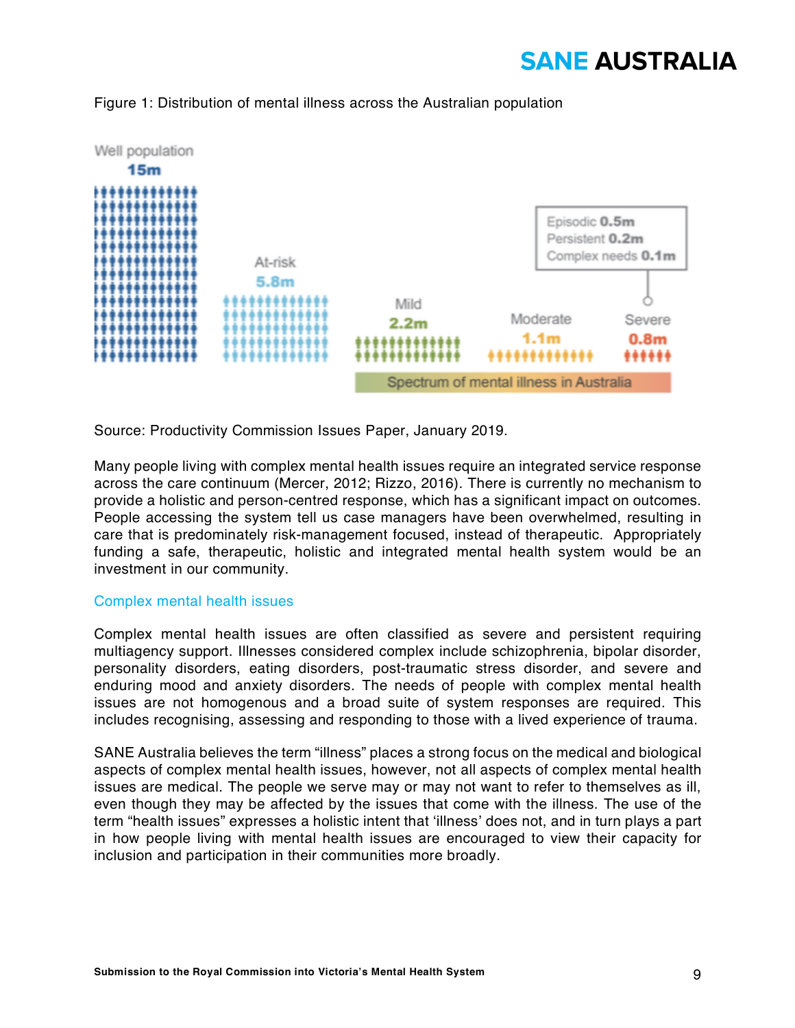Figure 1: Distribution of mental illness across the Australian population

Well population 15m

At-risk 5.8m

Mild 2.2m

Moderate 1.1m

Severe 0.8m

Episodic 0.5m
Persistent 0.2m
Complex needs 0.1m

Spectrum of mental illness in Australia

Source: Productivity Commission Issues Paper, January 2019.

Many people living with complex mental health issues require an integrated service response across the care continuum (Mercer, 2012; Rizzo, 2016). There is currently no mechanism to provide a holistic and person-centred response, which has a significant impact on outcomes. People accessing the system tell us case managers have been overwhelmed, resulting in care that is predominately risk-management focused, instead of therapeutic. Appropriately funding a safe, therapeutic, holistic and integrated mental health system would be an investment in our community.

## Complex mental health issues

Complex mental health issues are often classified as severe and persistent requiring multiagency support. Illnesses considered complex include schizophrenia, bipolar disorder, personality disorders, eating disorders, post-traumatic stress disorder, and severe and enduring mood and anxiety disorders. The needs of people with complex mental health issues are not homogenous and a broad suite of system responses are required. This includes recognising, assessing and responding to those with a lived experience of trauma.

SANE Australia believes the term “illness” places a strong focus on the medical and biological aspects of complex mental health issues, however, not all aspects of complex mental health issues are medical. The people we serve may or may not want to refer to themselves as ill, even though they may be affected by the issues that come with the illness. The use of the term “health issues” expresses a holistic intent that ‘illness’ does not, and in turn plays a part in how people living with mental health issues are encouraged to view their capacity for inclusion and participation in their communities more broadly.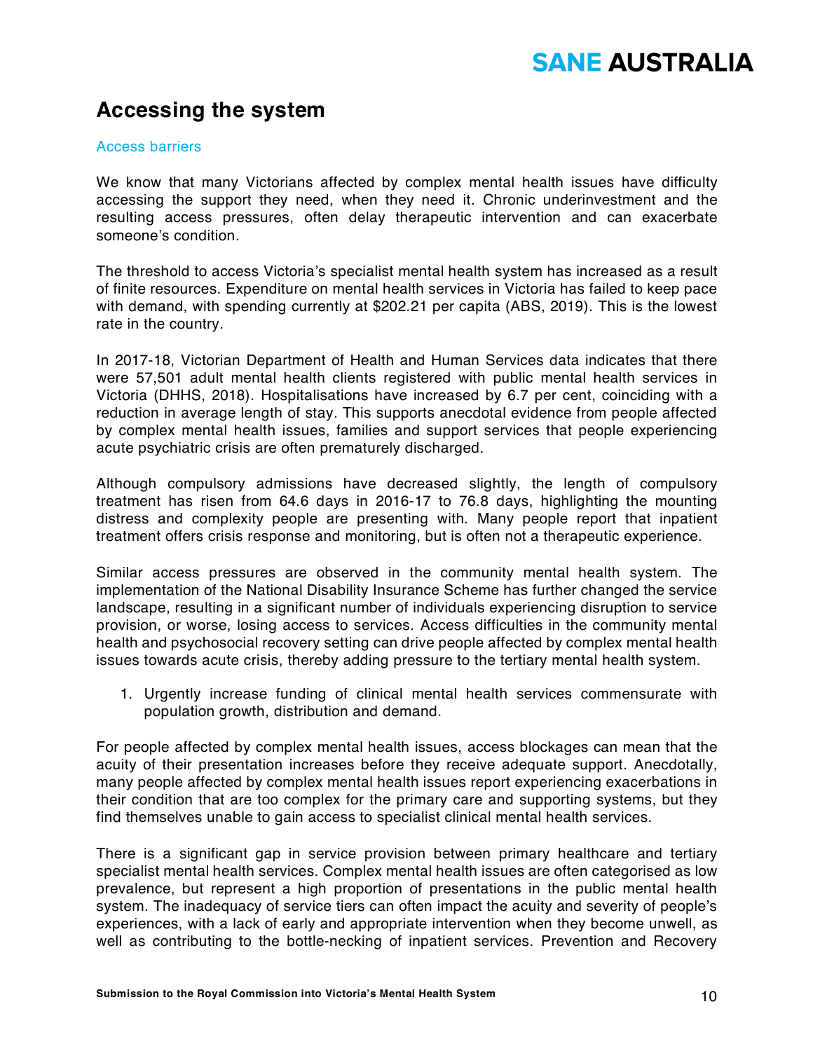## Accessing the system

### Access barriers

We know that many Victorians affected by complex mental health issues have difficulty accessing the support they need, when they need it. Chronic underinvestment and the resulting access pressures, often delay therapeutic intervention and can exacerbate someone's condition.

The threshold to access Victoria's specialist mental health system has increased as a result of finite resources. Expenditure on mental health services in Victoria has failed to keep pace with demand, with spending currently at $202.21 per capita (ABS, 2019). This is the lowest rate in the country.

In 2017-18, Victorian Department of Health and Human Services data indicates that there were 57,501 adult mental health clients registered with public mental health services in Victoria (DHHS, 2018). Hospitalisations have increased by 6.7 per cent, coinciding with a reduction in average length of stay. This supports anecdotal evidence from people affected by complex mental health issues, families and support services that people experiencing acute psychiatric crisis are often prematurely discharged.

Although compulsory admissions have decreased slightly, the length of compulsory treatment has risen from 64.6 days in 2016-17 to 76.8 days, highlighting the mounting distress and complexity people are presenting with. Many people report that inpatient treatment offers crisis response and monitoring, but is often not a therapeutic experience.

Similar access pressures are observed in the community mental health system. The implementation of the National Disability Insurance Scheme has further changed the service landscape, resulting in a significant number of individuals experiencing disruption to service provision, or worse, losing access to services. Access difficulties in the community mental health and psychosocial recovery setting can drive people affected by complex mental health issues towards acute crisis, thereby adding pressure to the tertiary mental health system.

1. Urgently increase funding of clinical mental health services commensurate with population growth, distribution and demand.

For people affected by complex mental health issues, access blockages can mean that the acuity of their presentation increases before they receive adequate support. Anecdotally, many people affected by complex mental health issues report experiencing exacerbations in their condition that are too complex for the primary care and supporting systems, but they find themselves unable to gain access to specialist clinical mental health services.

There is a significant gap in service provision between primary healthcare and tertiary specialist mental health services. Complex mental health issues are often categorised as low prevalence, but represent a high proportion of presentations in the public mental health system. The inadequacy of service tiers can often impact the acuity and severity of people's experiences, with a lack of early and appropriate intervention when they become unwell, as well as contributing to the bottle-necking of inpatient services. Prevention and Recovery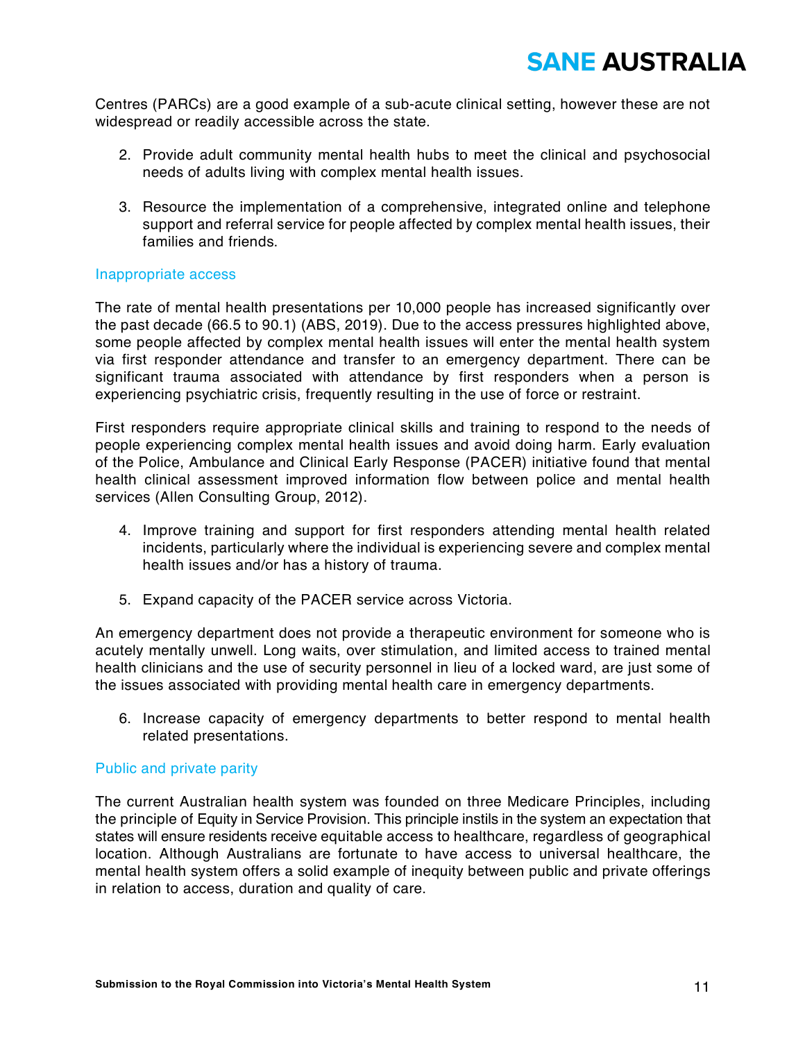Centres (PARCs) are a good example of a sub-acute clinical setting, however these are not widespread or readily accessible across the state.

2. Provide adult community mental health hubs to meet the clinical and psychosocial needs of adults living with complex mental health issues.

3. Resource the implementation of a comprehensive, integrated online and telephone support and referral service for people affected by complex mental health issues, their families and friends.

### Inappropriate access

The rate of mental health presentations per 10,000 people has increased significantly over the past decade (66.5 to 90.1) (ABS, 2019). Due to the access pressures highlighted above, some people affected by complex mental health issues will enter the mental health system via first responder attendance and transfer to an emergency department. There can be significant trauma associated with attendance by first responders when a person is experiencing psychiatric crisis, frequently resulting in the use of force or restraint.

First responders require appropriate clinical skills and training to respond to the needs of people experiencing complex mental health issues and avoid doing harm. Early evaluation of the Police, Ambulance and Clinical Early Response (PACER) initiative found that mental health clinical assessment improved information flow between police and mental health services (Allen Consulting Group, 2012).

4. Improve training and support for first responders attending mental health related incidents, particularly where the individual is experiencing severe and complex mental health issues and/or has a history of trauma.

5. Expand capacity of the PACER service across Victoria.

An emergency department does not provide a therapeutic environment for someone who is acutely mentally unwell. Long waits, over stimulation, and limited access to trained mental health clinicians and the use of security personnel in lieu of a locked ward, are just some of the issues associated with providing mental health care in emergency departments.

6. Increase capacity of emergency departments to better respond to mental health related presentations.

### Public and private parity

The current Australian health system was founded on three Medicare Principles, including the principle of Equity in Service Provision. This principle instils in the system an expectation that states will ensure residents receive equitable access to healthcare, regardless of geographical location. Although Australians are fortunate to have access to universal healthcare, the mental health system offers a solid example of inequity between public and private offerings in relation to access, duration and quality of care.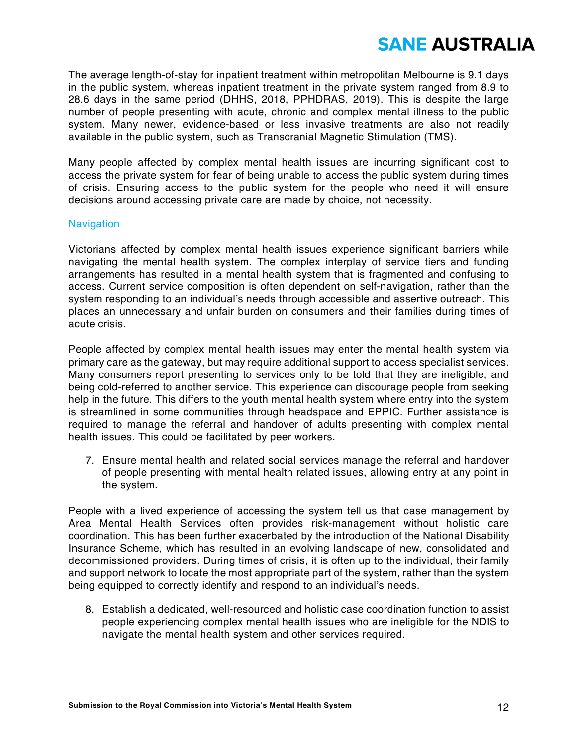The average length-of-stay for inpatient treatment within metropolitan Melbourne is 9.1 days in the public system, whereas inpatient treatment in the private system ranged from 8.9 to 28.6 days in the same period (DHHS, 2018, PPHDRAS, 2019). This is despite the large number of people presenting with acute, chronic and complex mental illness to the public system. Many newer, evidence-based or less invasive treatments are also not readily available in the public system, such as Transcranial Magnetic Stimulation (TMS).

Many people affected by complex mental health issues are incurring significant cost to access the private system for fear of being unable to access the public system during times of crisis. Ensuring access to the public system for the people who need it will ensure decisions around accessing private care are made by choice, not necessity.

### Navigation

Victorians affected by complex mental health issues experience significant barriers while navigating the mental health system. The complex interplay of service tiers and funding arrangements has resulted in a mental health system that is fragmented and confusing to access. Current service composition is often dependent on self-navigation, rather than the system responding to an individual's needs through accessible and assertive outreach. This places an unnecessary and unfair burden on consumers and their families during times of acute crisis.

People affected by complex mental health issues may enter the mental health system via primary care as the gateway, but may require additional support to access specialist services. Many consumers report presenting to services only to be told that they are ineligible, and being cold-referred to another service. This experience can discourage people from seeking help in the future. This differs to the youth mental health system where entry into the system is streamlined in some communities through headspace and EPPIC. Further assistance is required to manage the referral and handover of adults presenting with complex mental health issues. This could be facilitated by peer workers.

7. Ensure mental health and related social services manage the referral and handover of people presenting with mental health related issues, allowing entry at any point in the system.

People with a lived experience of accessing the system tell us that case management by Area Mental Health Services often provides risk-management without holistic care coordination. This has been further exacerbated by the introduction of the National Disability Insurance Scheme, which has resulted in an evolving landscape of new, consolidated and decommissioned providers. During times of crisis, it is often up to the individual, their family and support network to locate the most appropriate part of the system, rather than the system being equipped to correctly identify and respond to an individual's needs.

8. Establish a dedicated, well-resourced and holistic case coordination function to assist people experiencing complex mental health issues who are ineligible for the NDIS to navigate the mental health system and other services required.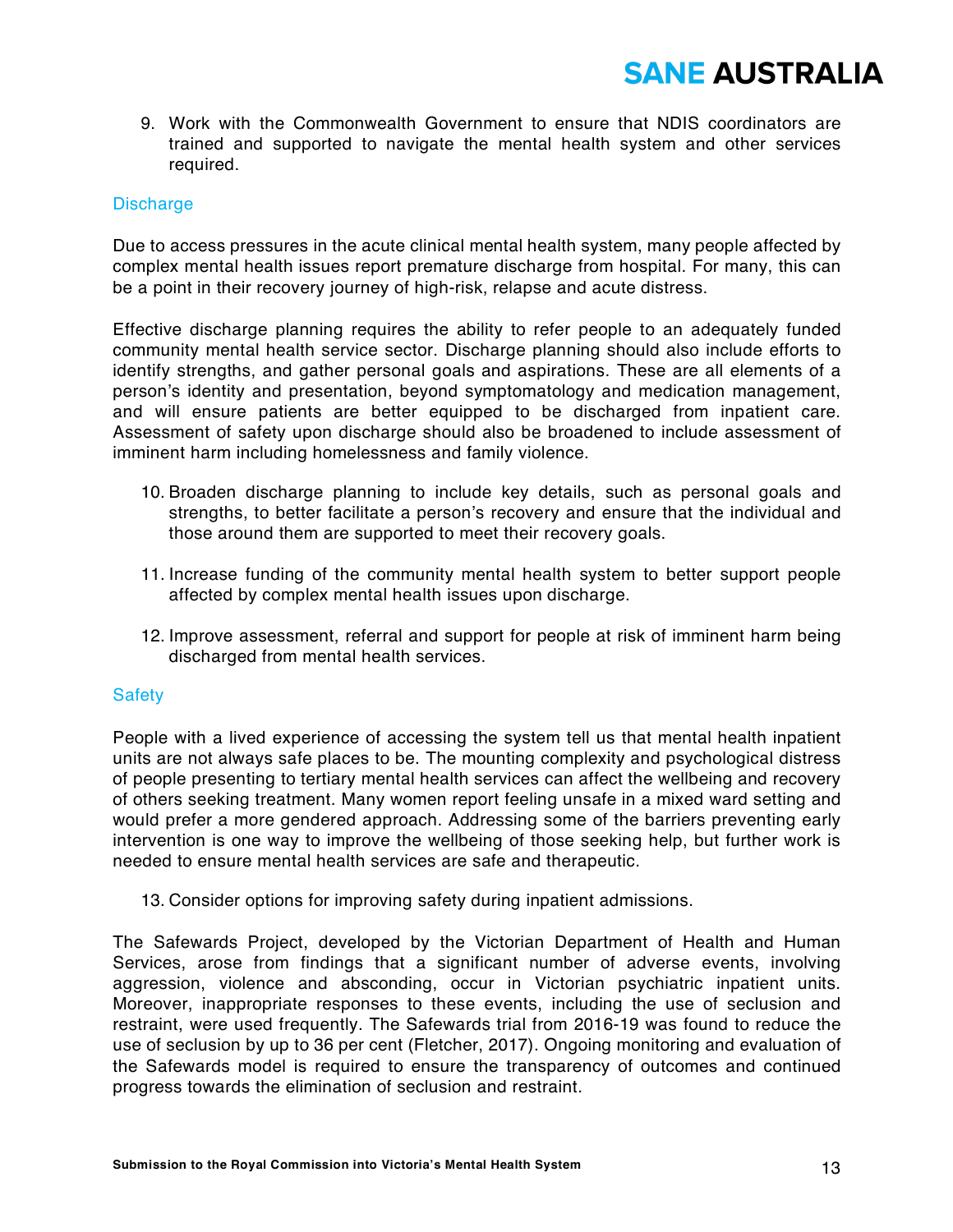9. Work with the Commonwealth Government to ensure that NDIS coordinators are trained and supported to navigate the mental health system and other services required.

### Discharge

Due to access pressures in the acute clinical mental health system, many people affected by complex mental health issues report premature discharge from hospital. For many, this can be a point in their recovery journey of high-risk, relapse and acute distress.

Effective discharge planning requires the ability to refer people to an adequately funded community mental health service sector. Discharge planning should also include efforts to identify strengths, and gather personal goals and aspirations. These are all elements of a person's identity and presentation, beyond symptomatology and medication management, and will ensure patients are better equipped to be discharged from inpatient care. Assessment of safety upon discharge should also be broadened to include assessment of imminent harm including homelessness and family violence.

10. Broaden discharge planning to include key details, such as personal goals and strengths, to better facilitate a person's recovery and ensure that the individual and those around them are supported to meet their recovery goals.

11. Increase funding of the community mental health system to better support people affected by complex mental health issues upon discharge.

12. Improve assessment, referral and support for people at risk of imminent harm being discharged from mental health services.

### Safety

People with a lived experience of accessing the system tell us that mental health inpatient units are not always safe places to be. The mounting complexity and psychological distress of people presenting to tertiary mental health services can affect the wellbeing and recovery of others seeking treatment. Many women report feeling unsafe in a mixed ward setting and would prefer a more gendered approach. Addressing some of the barriers preventing early intervention is one way to improve the wellbeing of those seeking help, but further work is needed to ensure mental health services are safe and therapeutic.

13. Consider options for improving safety during inpatient admissions.

The Safewards Project, developed by the Victorian Department of Health and Human Services, arose from findings that a significant number of adverse events, involving aggression, violence and absconding, occur in Victorian psychiatric inpatient units. Moreover, inappropriate responses to these events, including the use of seclusion and restraint, were used frequently. The Safewards trial from 2016-19 was found to reduce the use of seclusion by up to 36 per cent (Fletcher, 2017). Ongoing monitoring and evaluation of the Safewards model is required to ensure the transparency of outcomes and continued progress towards the elimination of seclusion and restraint.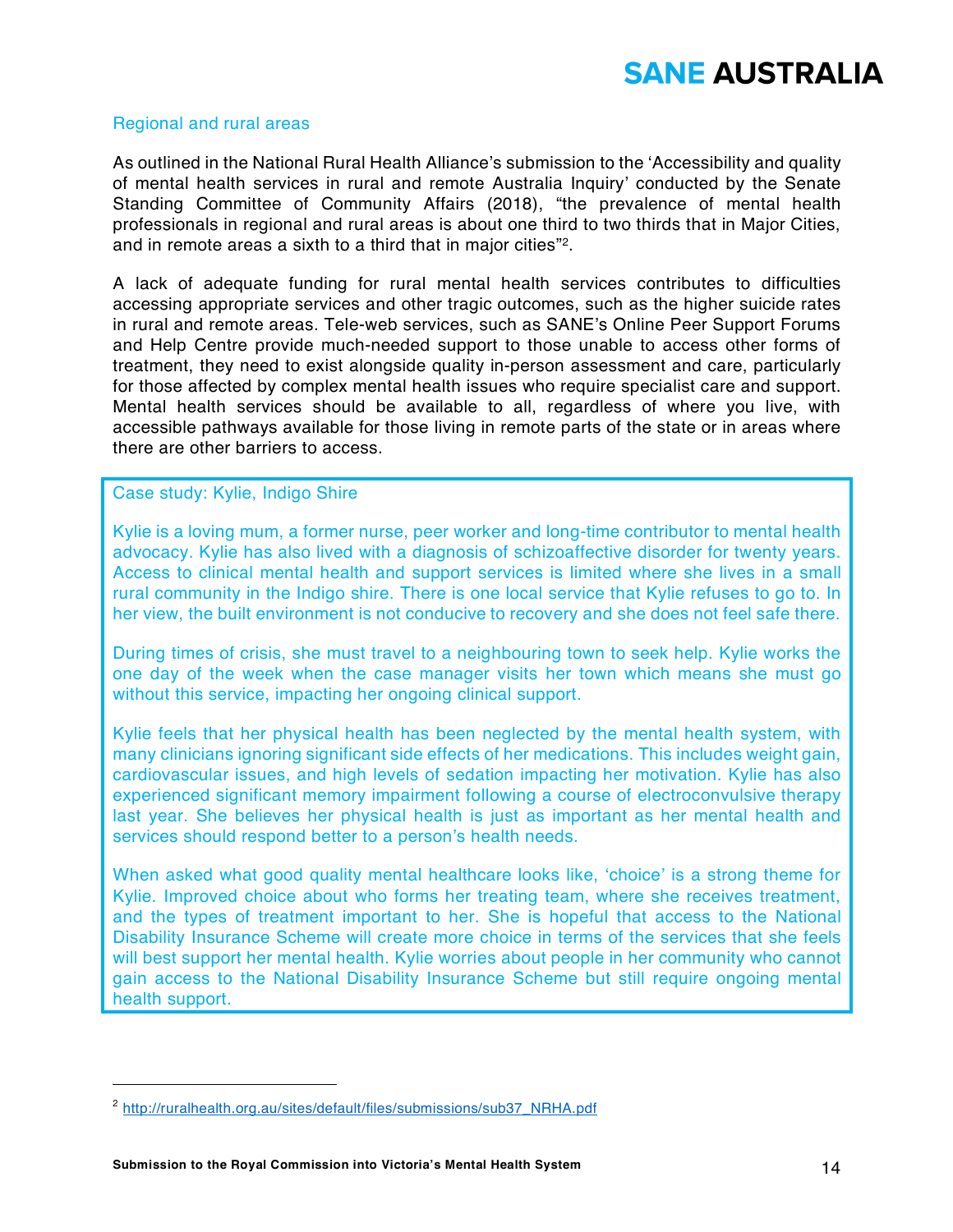### Regional and rural areas

As outlined in the National Rural Health Alliance's submission to the 'Accessibility and quality of mental health services in rural and remote Australia Inquiry' conducted by the Senate Standing Committee of Community Affairs (2018), "the prevalence of mental health professionals in regional and rural areas is about one third to two thirds that in Major Cities, and in remote areas a sixth to a third that in major cities"[2].

A lack of adequate funding for rural mental health services contributes to difficulties accessing appropriate services and other tragic outcomes, such as the higher suicide rates in rural and remote areas. Tele-web services, such as SANE's Online Peer Support Forums and Help Centre provide much-needed support to those unable to access other forms of treatment, they need to exist alongside quality in-person assessment and care, particularly for those affected by complex mental health issues who require specialist care and support. Mental health services should be available to all, regardless of where you live, with accessible pathways available for those living in remote parts of the state or in areas where there are other barriers to access.

> **Case study: Kylie, Indigo Shire**
>
> Kylie is a loving mum, a former nurse, peer worker and long-time contributor to mental health advocacy. Kylie has also lived with a diagnosis of schizoaffective disorder for twenty years. Access to clinical mental health and support services is limited where she lives in a small rural community in the Indigo shire. There is one local service that Kylie refuses to go to. In her view, the built environment is not conducive to recovery and she does not feel safe there.
>
> During times of crisis, she must travel to a neighbouring town to seek help. Kylie works the one day of the week when the case manager visits her town which means she must go without this service, impacting her ongoing clinical support.
>
> Kylie feels that her physical health has been neglected by the mental health system, with many clinicians ignoring significant side effects of her medications. This includes weight gain, cardiovascular issues, and high levels of sedation impacting her motivation. Kylie has also experienced significant memory impairment following a course of electroconvulsive therapy last year. She believes her physical health is just as important as her mental health and services should respond better to a person's health needs.
>
> When asked what good quality mental healthcare looks like, 'choice' is a strong theme for Kylie. Improved choice about who forms her treating team, where she receives treatment, and the types of treatment important to her. She is hopeful that access to the National Disability Insurance Scheme will create more choice in terms of the services that she feels will best support her mental health. Kylie worries about people in her community who cannot gain access to the National Disability Insurance Scheme but still require ongoing mental health support.

---

[2] http://ruralhealth.org.au/sites/default/files/submissions/sub37_NRHA.pdf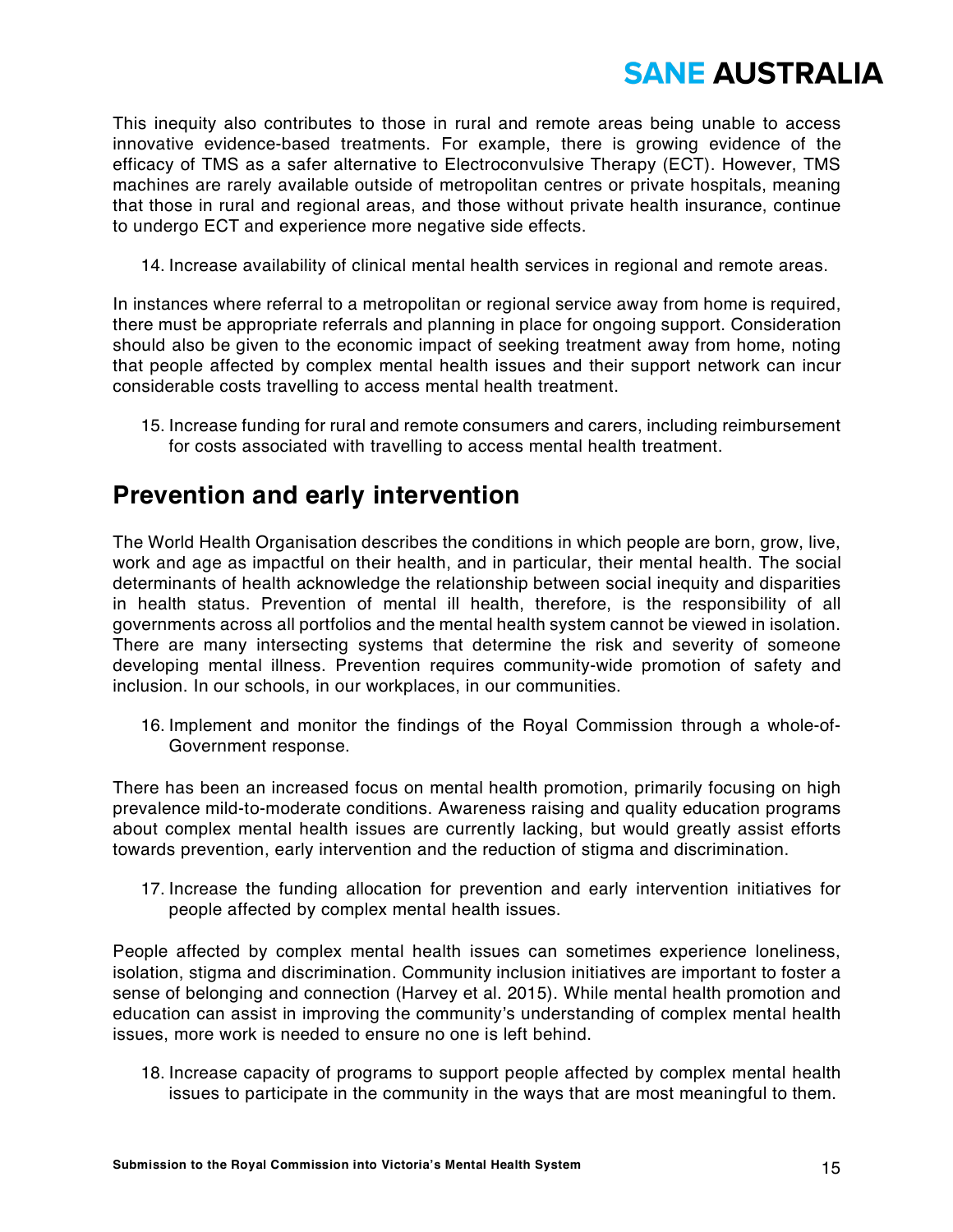This inequity also contributes to those in rural and remote areas being unable to access innovative evidence-based treatments. For example, there is growing evidence of the efficacy of TMS as a safer alternative to Electroconvulsive Therapy (ECT). However, TMS machines are rarely available outside of metropolitan centres or private hospitals, meaning that those in rural and regional areas, and those without private health insurance, continue to undergo ECT and experience more negative side effects.

14. Increase availability of clinical mental health services in regional and remote areas.

In instances where referral to a metropolitan or regional service away from home is required, there must be appropriate referrals and planning in place for ongoing support. Consideration should also be given to the economic impact of seeking treatment away from home, noting that people affected by complex mental health issues and their support network can incur considerable costs travelling to access mental health treatment.

15. Increase funding for rural and remote consumers and carers, including reimbursement for costs associated with travelling to access mental health treatment.

## Prevention and early intervention

The World Health Organisation describes the conditions in which people are born, grow, live, work and age as impactful on their health, and in particular, their mental health. The social determinants of health acknowledge the relationship between social inequity and disparities in health status. Prevention of mental ill health, therefore, is the responsibility of all governments across all portfolios and the mental health system cannot be viewed in isolation. There are many intersecting systems that determine the risk and severity of someone developing mental illness. Prevention requires community-wide promotion of safety and inclusion. In our schools, in our workplaces, in our communities.

16. Implement and monitor the findings of the Royal Commission through a whole-of-Government response.

There has been an increased focus on mental health promotion, primarily focusing on high prevalence mild-to-moderate conditions. Awareness raising and quality education programs about complex mental health issues are currently lacking, but would greatly assist efforts towards prevention, early intervention and the reduction of stigma and discrimination.

17. Increase the funding allocation for prevention and early intervention initiatives for people affected by complex mental health issues.

People affected by complex mental health issues can sometimes experience loneliness, isolation, stigma and discrimination. Community inclusion initiatives are important to foster a sense of belonging and connection (Harvey et al. 2015). While mental health promotion and education can assist in improving the community's understanding of complex mental health issues, more work is needed to ensure no one is left behind.

18. Increase capacity of programs to support people affected by complex mental health issues to participate in the community in the ways that are most meaningful to them.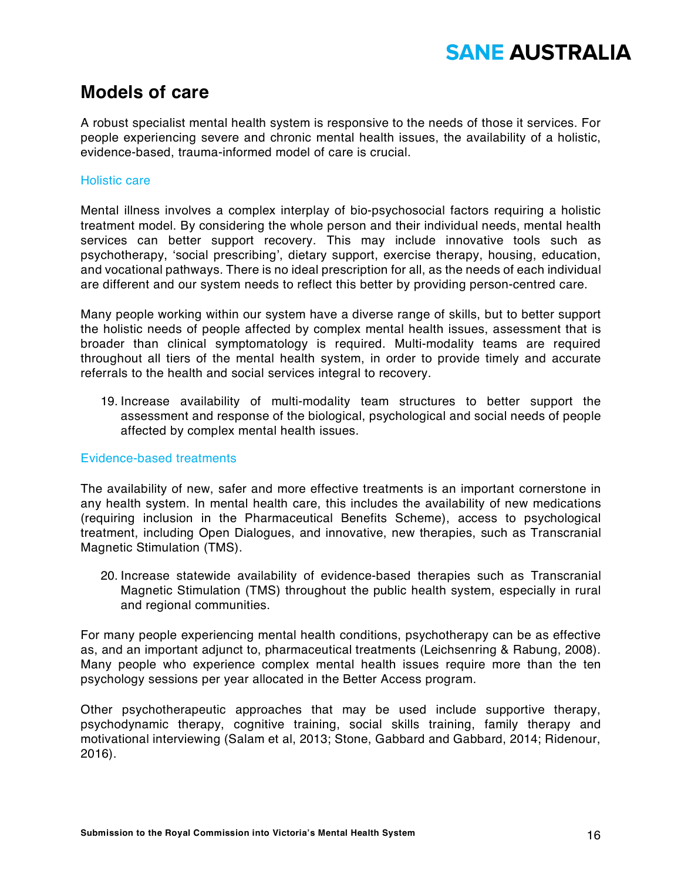## Models of care

A robust specialist mental health system is responsive to the needs of those it services. For people experiencing severe and chronic mental health issues, the availability of a holistic, evidence-based, trauma-informed model of care is crucial.

### Holistic care

Mental illness involves a complex interplay of bio-psychosocial factors requiring a holistic treatment model. By considering the whole person and their individual needs, mental health services can better support recovery. This may include innovative tools such as psychotherapy, 'social prescribing', dietary support, exercise therapy, housing, education, and vocational pathways. There is no ideal prescription for all, as the needs of each individual are different and our system needs to reflect this better by providing person-centred care.

Many people working within our system have a diverse range of skills, but to better support the holistic needs of people affected by complex mental health issues, assessment that is broader than clinical symptomatology is required. Multi-modality teams are required throughout all tiers of the mental health system, in order to provide timely and accurate referrals to the health and social services integral to recovery.

19. Increase availability of multi-modality team structures to better support the assessment and response of the biological, psychological and social needs of people affected by complex mental health issues.

### Evidence-based treatments

The availability of new, safer and more effective treatments is an important cornerstone in any health system. In mental health care, this includes the availability of new medications (requiring inclusion in the Pharmaceutical Benefits Scheme), access to psychological treatment, including Open Dialogues, and innovative, new therapies, such as Transcranial Magnetic Stimulation (TMS).

20. Increase statewide availability of evidence-based therapies such as Transcranial Magnetic Stimulation (TMS) throughout the public health system, especially in rural and regional communities.

For many people experiencing mental health conditions, psychotherapy can be as effective as, and an important adjunct to, pharmaceutical treatments (Leichsenring & Rabung, 2008). Many people who experience complex mental health issues require more than the ten psychology sessions per year allocated in the Better Access program.

Other psychotherapeutic approaches that may be used include supportive therapy, psychodynamic therapy, cognitive training, social skills training, family therapy and motivational interviewing (Salam et al, 2013; Stone, Gabbard and Gabbard, 2014; Ridenour, 2016).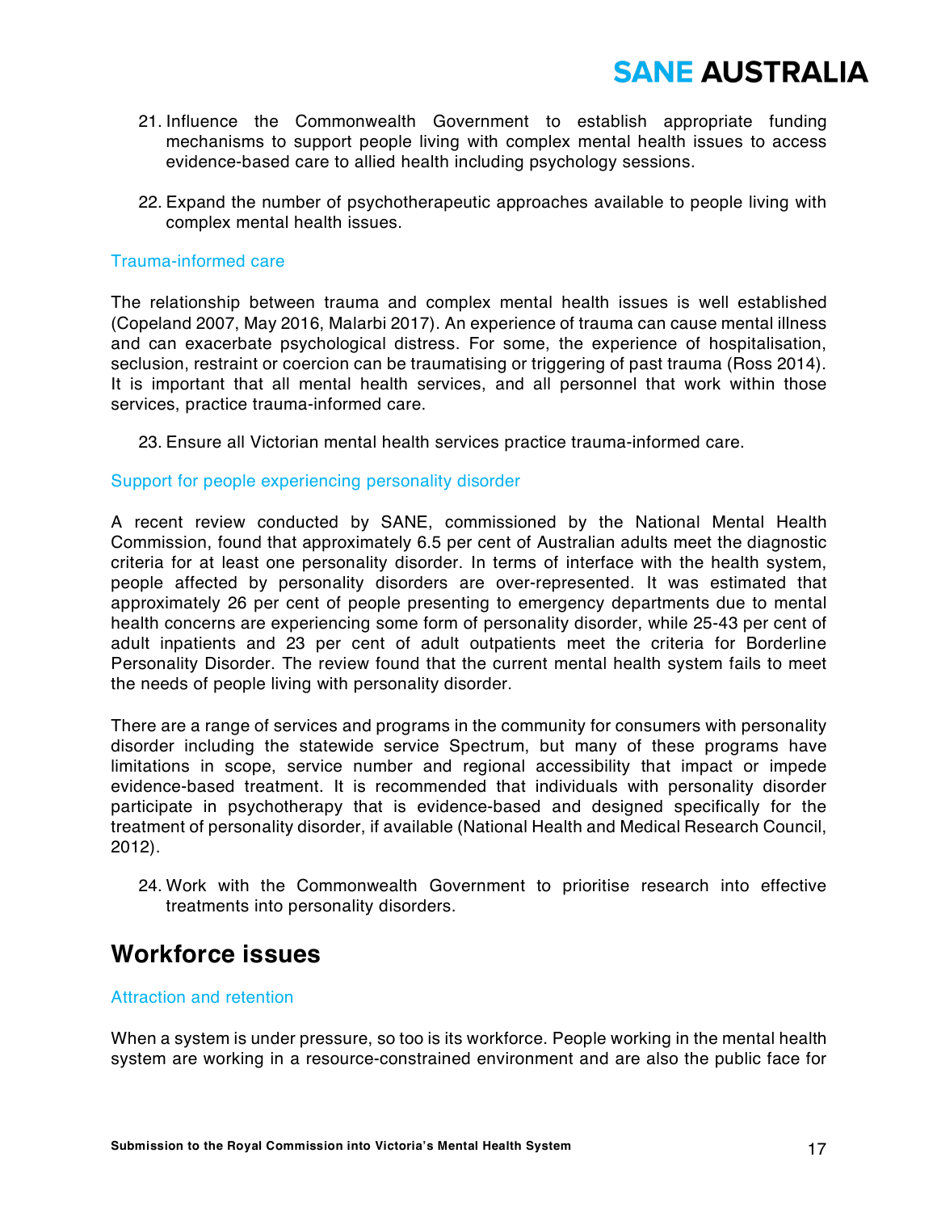21. Influence the Commonwealth Government to establish appropriate funding mechanisms to support people living with complex mental health issues to access evidence-based care to allied health including psychology sessions.

22. Expand the number of psychotherapeutic approaches available to people living with complex mental health issues.

### Trauma-informed care

The relationship between trauma and complex mental health issues is well established (Copeland 2007, May 2016, Malarbi 2017). An experience of trauma can cause mental illness and can exacerbate psychological distress. For some, the experience of hospitalisation, seclusion, restraint or coercion can be traumatising or triggering of past trauma (Ross 2014). It is important that all mental health services, and all personnel that work within those services, practice trauma-informed care.

23. Ensure all Victorian mental health services practice trauma-informed care.

### Support for people experiencing personality disorder

A recent review conducted by SANE, commissioned by the National Mental Health Commission, found that approximately 6.5 per cent of Australian adults meet the diagnostic criteria for at least one personality disorder. In terms of interface with the health system, people affected by personality disorders are over-represented. It was estimated that approximately 26 per cent of people presenting to emergency departments due to mental health concerns are experiencing some form of personality disorder, while 25-43 per cent of adult inpatients and 23 per cent of adult outpatients meet the criteria for Borderline Personality Disorder. The review found that the current mental health system fails to meet the needs of people living with personality disorder.

There are a range of services and programs in the community for consumers with personality disorder including the statewide service Spectrum, but many of these programs have limitations in scope, service number and regional accessibility that impact or impede evidence-based treatment. It is recommended that individuals with personality disorder participate in psychotherapy that is evidence-based and designed specifically for the treatment of personality disorder, if available (National Health and Medical Research Council, 2012).

24. Work with the Commonwealth Government to prioritise research into effective treatments into personality disorders.

## Workforce issues

### Attraction and retention

When a system is under pressure, so too is its workforce. People working in the mental health system are working in a resource-constrained environment and are also the public face for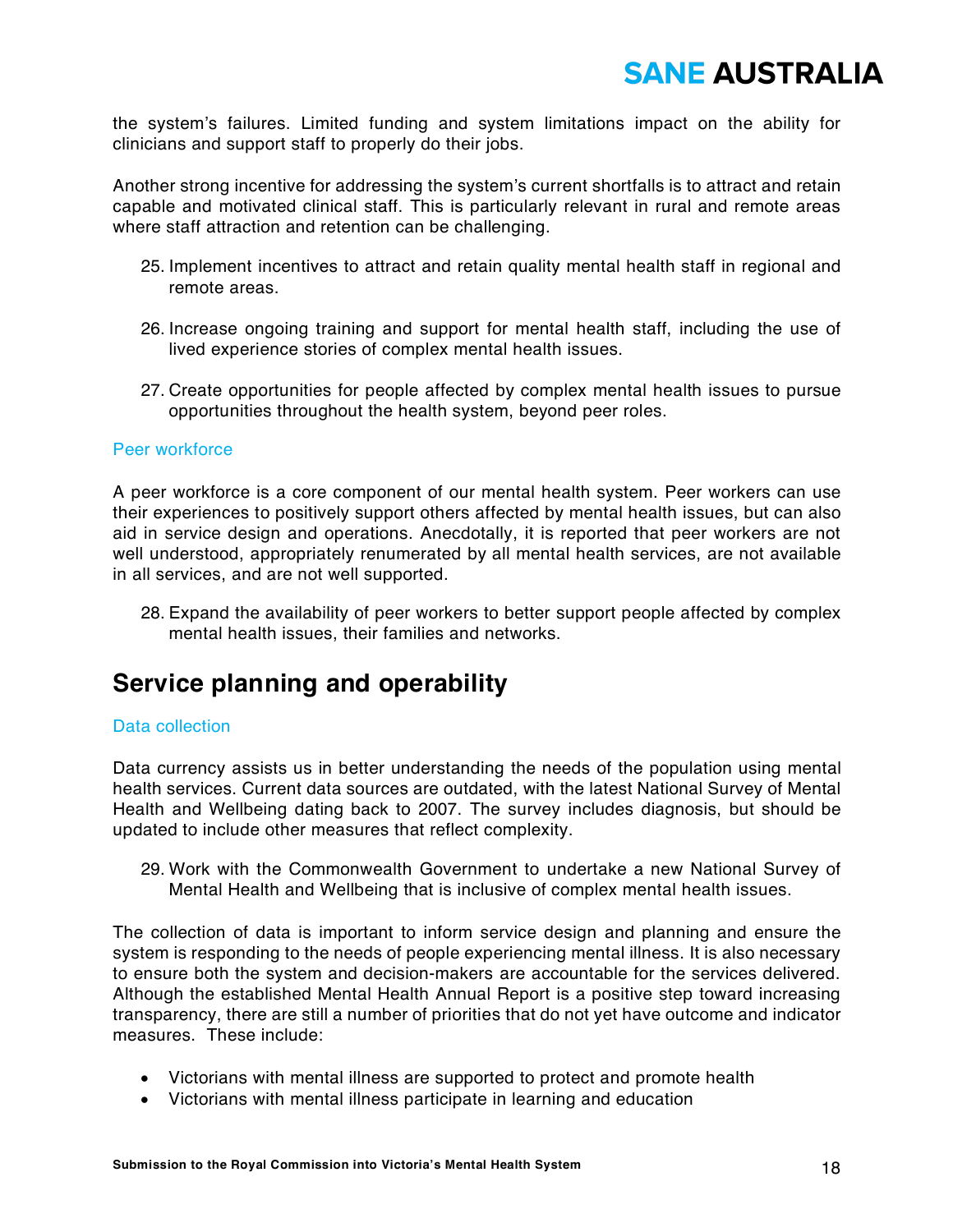the system's failures. Limited funding and system limitations impact on the ability for clinicians and support staff to properly do their jobs.

Another strong incentive for addressing the system's current shortfalls is to attract and retain capable and motivated clinical staff. This is particularly relevant in rural and remote areas where staff attraction and retention can be challenging.

25. Implement incentives to attract and retain quality mental health staff in regional and remote areas.

26. Increase ongoing training and support for mental health staff, including the use of lived experience stories of complex mental health issues.

27. Create opportunities for people affected by complex mental health issues to pursue opportunities throughout the health system, beyond peer roles.

### Peer workforce

A peer workforce is a core component of our mental health system. Peer workers can use their experiences to positively support others affected by mental health issues, but can also aid in service design and operations. Anecdotally, it is reported that peer workers are not well understood, appropriately renumerated by all mental health services, are not available in all services, and are not well supported.

28. Expand the availability of peer workers to better support people affected by complex mental health issues, their families and networks.

## Service planning and operability

### Data collection

Data currency assists us in better understanding the needs of the population using mental health services. Current data sources are outdated, with the latest National Survey of Mental Health and Wellbeing dating back to 2007. The survey includes diagnosis, but should be updated to include other measures that reflect complexity.

29. Work with the Commonwealth Government to undertake a new National Survey of Mental Health and Wellbeing that is inclusive of complex mental health issues.

The collection of data is important to inform service design and planning and ensure the system is responding to the needs of people experiencing mental illness. It is also necessary to ensure both the system and decision-makers are accountable for the services delivered. Although the established Mental Health Annual Report is a positive step toward increasing transparency, there are still a number of priorities that do not yet have outcome and indicator measures. These include:

- Victorians with mental illness are supported to protect and promote health
- Victorians with mental illness participate in learning and education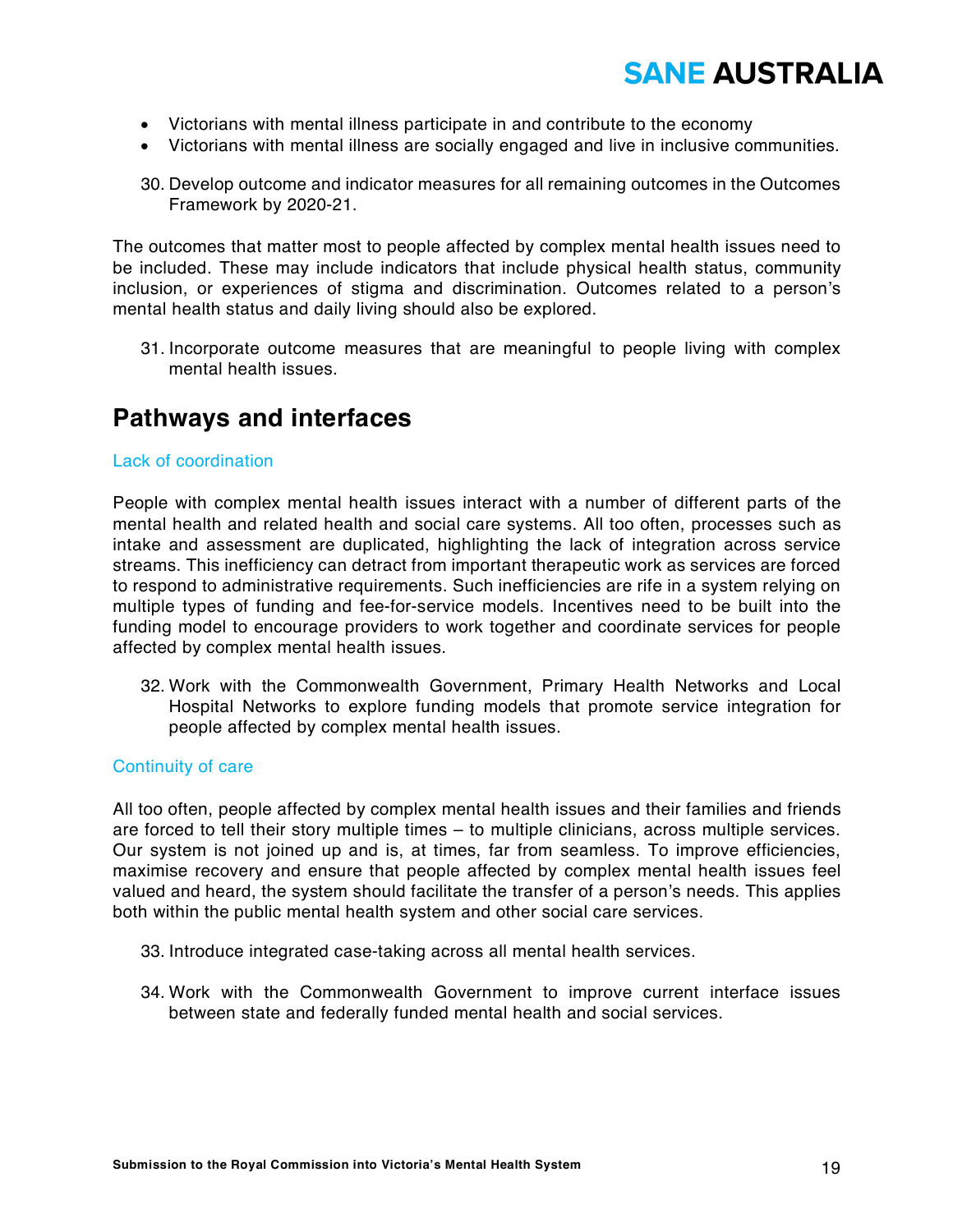- Victorians with mental illness participate in and contribute to the economy
- Victorians with mental illness are socially engaged and live in inclusive communities.

30. Develop outcome and indicator measures for all remaining outcomes in the Outcomes Framework by 2020-21.

The outcomes that matter most to people affected by complex mental health issues need to be included. These may include indicators that include physical health status, community inclusion, or experiences of stigma and discrimination. Outcomes related to a person's mental health status and daily living should also be explored.

31. Incorporate outcome measures that are meaningful to people living with complex mental health issues.

## Pathways and interfaces

### Lack of coordination

People with complex mental health issues interact with a number of different parts of the mental health and related health and social care systems. All too often, processes such as intake and assessment are duplicated, highlighting the lack of integration across service streams. This inefficiency can detract from important therapeutic work as services are forced to respond to administrative requirements. Such inefficiencies are rife in a system relying on multiple types of funding and fee-for-service models. Incentives need to be built into the funding model to encourage providers to work together and coordinate services for people affected by complex mental health issues.

32. Work with the Commonwealth Government, Primary Health Networks and Local Hospital Networks to explore funding models that promote service integration for people affected by complex mental health issues.

### Continuity of care

All too often, people affected by complex mental health issues and their families and friends are forced to tell their story multiple times – to multiple clinicians, across multiple services. Our system is not joined up and is, at times, far from seamless. To improve efficiencies, maximise recovery and ensure that people affected by complex mental health issues feel valued and heard, the system should facilitate the transfer of a person's needs. This applies both within the public mental health system and other social care services.

33. Introduce integrated case-taking across all mental health services.

34. Work with the Commonwealth Government to improve current interface issues between state and federally funded mental health and social services.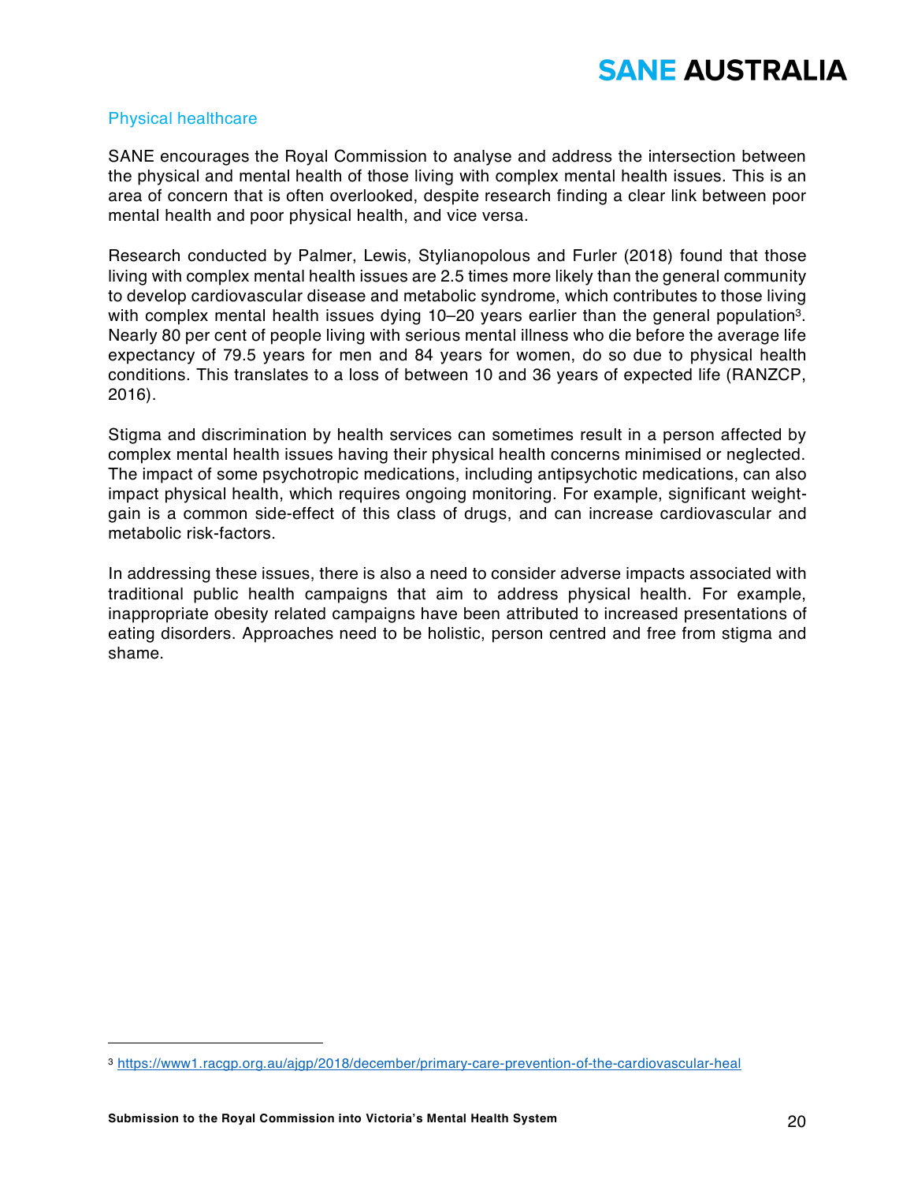## Physical healthcare

SANE encourages the Royal Commission to analyse and address the intersection between the physical and mental health of those living with complex mental health issues. This is an area of concern that is often overlooked, despite research finding a clear link between poor mental health and poor physical health, and vice versa.

Research conducted by Palmer, Lewis, Stylianopolous and Furler (2018) found that those living with complex mental health issues are 2.5 times more likely than the general community to develop cardiovascular disease and metabolic syndrome, which contributes to those living with complex mental health issues dying 10–20 years earlier than the general population[3]. Nearly 80 per cent of people living with serious mental illness who die before the average life expectancy of 79.5 years for men and 84 years for women, do so due to physical health conditions. This translates to a loss of between 10 and 36 years of expected life (RANZCP, 2016).

Stigma and discrimination by health services can sometimes result in a person affected by complex mental health issues having their physical health concerns minimised or neglected. The impact of some psychotropic medications, including antipsychotic medications, can also impact physical health, which requires ongoing monitoring. For example, significant weight-gain is a common side-effect of this class of drugs, and can increase cardiovascular and metabolic risk-factors.

In addressing these issues, there is also a need to consider adverse impacts associated with traditional public health campaigns that aim to address physical health. For example, inappropriate obesity related campaigns have been attributed to increased presentations of eating disorders. Approaches need to be holistic, person centred and free from stigma and shame.

---

[3] https://www1.racgp.org.au/ajgp/2018/december/primary-care-prevention-of-the-cardiovascular-heal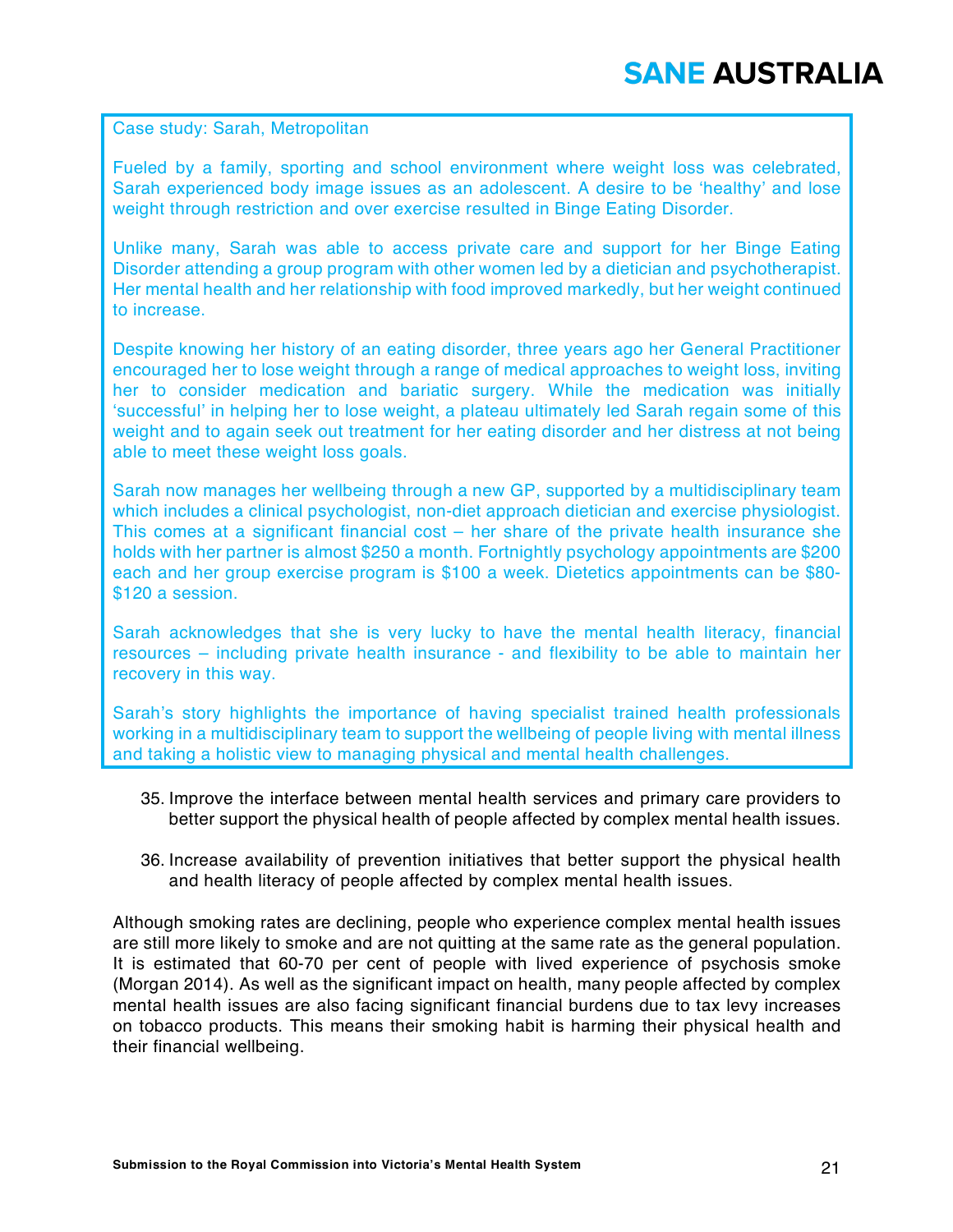Case study: Sarah, Metropolitan

Fueled by a family, sporting and school environment where weight loss was celebrated, Sarah experienced body image issues as an adolescent. A desire to be 'healthy' and lose weight through restriction and over exercise resulted in Binge Eating Disorder.

Unlike many, Sarah was able to access private care and support for her Binge Eating Disorder attending a group program with other women led by a dietician and psychotherapist. Her mental health and her relationship with food improved markedly, but her weight continued to increase.

Despite knowing her history of an eating disorder, three years ago her General Practitioner encouraged her to lose weight through a range of medical approaches to weight loss, inviting her to consider medication and bariatic surgery. While the medication was initially 'successful' in helping her to lose weight, a plateau ultimately led Sarah regain some of this weight and to again seek out treatment for her eating disorder and her distress at not being able to meet these weight loss goals.

Sarah now manages her wellbeing through a new GP, supported by a multidisciplinary team which includes a clinical psychologist, non-diet approach dietician and exercise physiologist. This comes at a significant financial cost – her share of the private health insurance she holds with her partner is almost $250 a month. Fortnightly psychology appointments are $200 each and her group exercise program is $100 a week. Dietetics appointments can be $80-$120 a session.

Sarah acknowledges that she is very lucky to have the mental health literacy, financial resources – including private health insurance - and flexibility to be able to maintain her recovery in this way.

Sarah's story highlights the importance of having specialist trained health professionals working in a multidisciplinary team to support the wellbeing of people living with mental illness and taking a holistic view to managing physical and mental health challenges.

35. Improve the interface between mental health services and primary care providers to better support the physical health of people affected by complex mental health issues.

36. Increase availability of prevention initiatives that better support the physical health and health literacy of people affected by complex mental health issues.

Although smoking rates are declining, people who experience complex mental health issues are still more likely to smoke and are not quitting at the same rate as the general population. It is estimated that 60-70 per cent of people with lived experience of psychosis smoke (Morgan 2014). As well as the significant impact on health, many people affected by complex mental health issues are also facing significant financial burdens due to tax levy increases on tobacco products. This means their smoking habit is harming their physical health and their financial wellbeing.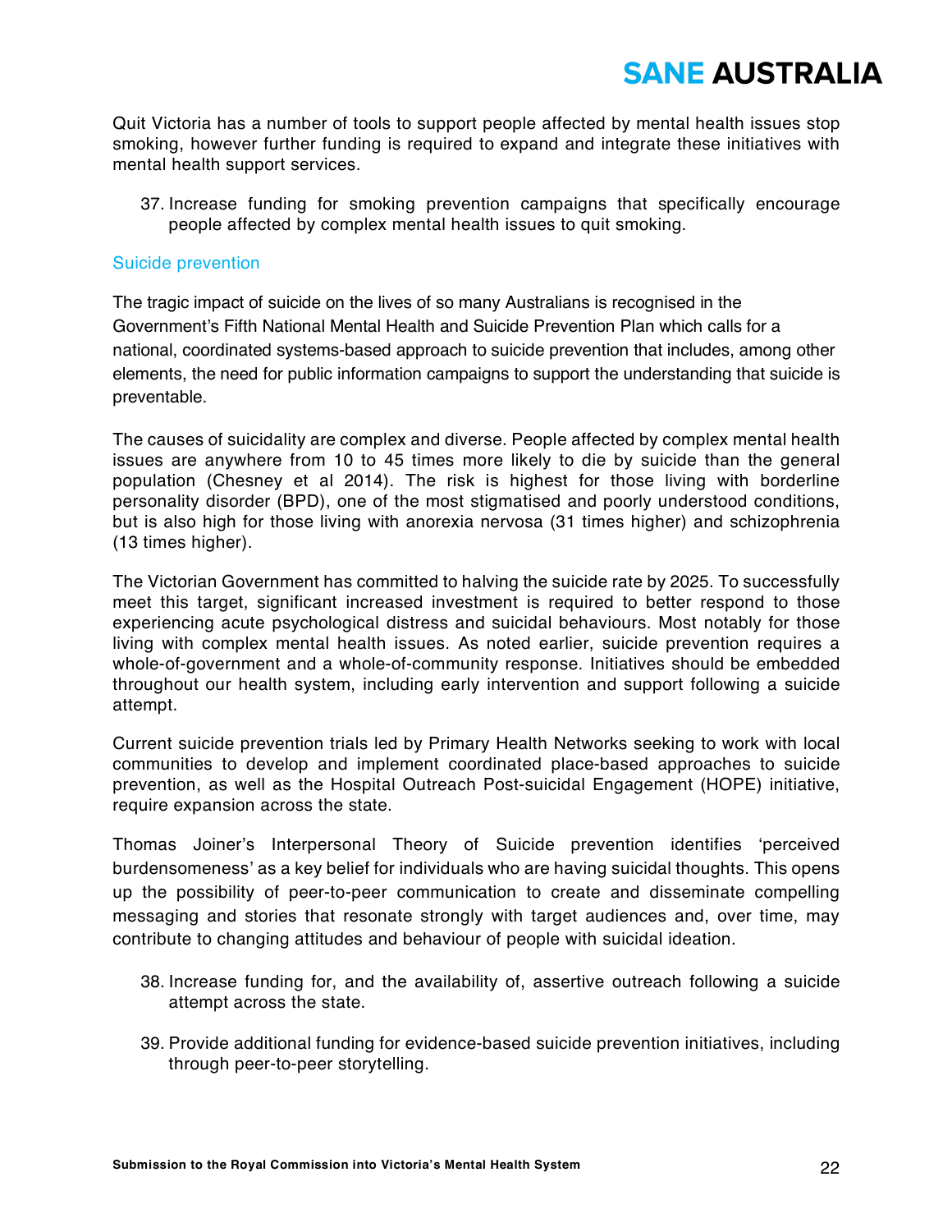Quit Victoria has a number of tools to support people affected by mental health issues stop smoking, however further funding is required to expand and integrate these initiatives with mental health support services.

37. Increase funding for smoking prevention campaigns that specifically encourage people affected by complex mental health issues to quit smoking.

## Suicide prevention

The tragic impact of suicide on the lives of so many Australians is recognised in the Government's Fifth National Mental Health and Suicide Prevention Plan which calls for a national, coordinated systems-based approach to suicide prevention that includes, among other elements, the need for public information campaigns to support the understanding that suicide is preventable.

The causes of suicidality are complex and diverse. People affected by complex mental health issues are anywhere from 10 to 45 times more likely to die by suicide than the general population (Chesney et al 2014). The risk is highest for those living with borderline personality disorder (BPD), one of the most stigmatised and poorly understood conditions, but is also high for those living with anorexia nervosa (31 times higher) and schizophrenia (13 times higher).

The Victorian Government has committed to halving the suicide rate by 2025. To successfully meet this target, significant increased investment is required to better respond to those experiencing acute psychological distress and suicidal behaviours. Most notably for those living with complex mental health issues. As noted earlier, suicide prevention requires a whole-of-government and a whole-of-community response. Initiatives should be embedded throughout our health system, including early intervention and support following a suicide attempt.

Current suicide prevention trials led by Primary Health Networks seeking to work with local communities to develop and implement coordinated place-based approaches to suicide prevention, as well as the Hospital Outreach Post-suicidal Engagement (HOPE) initiative, require expansion across the state.

Thomas Joiner's Interpersonal Theory of Suicide prevention identifies 'perceived burdensomeness' as a key belief for individuals who are having suicidal thoughts. This opens up the possibility of peer-to-peer communication to create and disseminate compelling messaging and stories that resonate strongly with target audiences and, over time, may contribute to changing attitudes and behaviour of people with suicidal ideation.

38. Increase funding for, and the availability of, assertive outreach following a suicide attempt across the state.

39. Provide additional funding for evidence-based suicide prevention initiatives, including through peer-to-peer storytelling.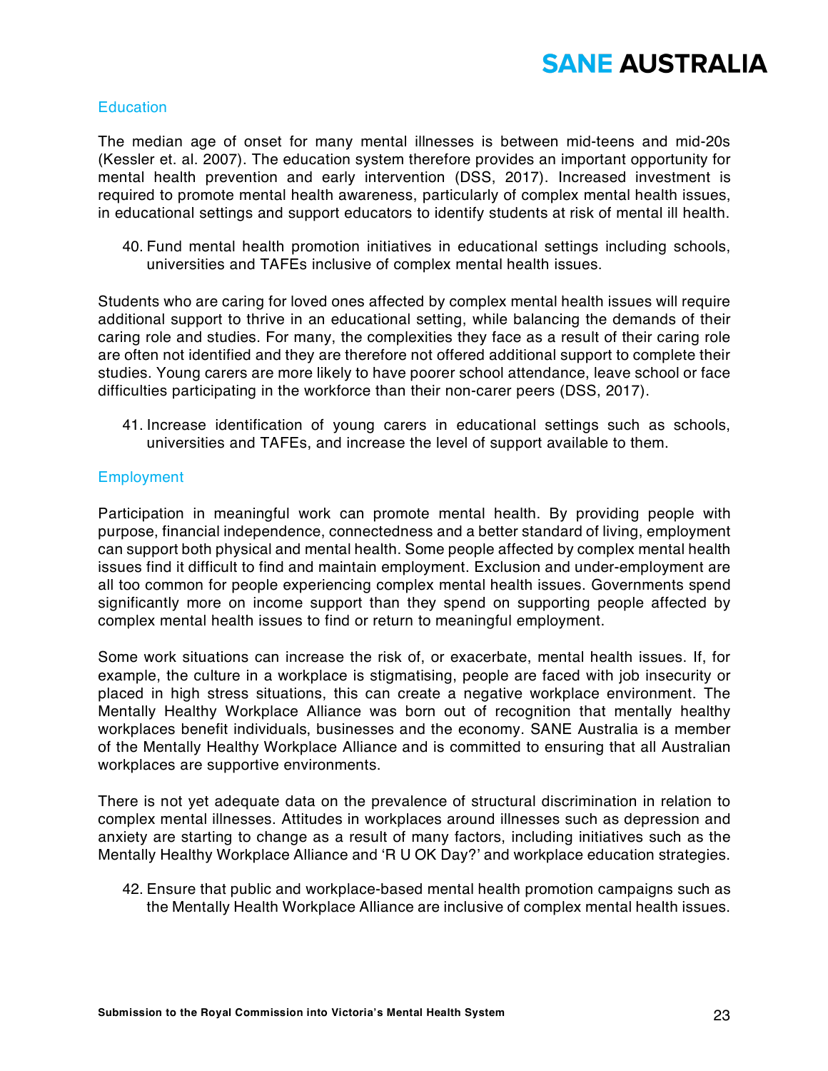## Education

The median age of onset for many mental illnesses is between mid-teens and mid-20s (Kessler et. al. 2007). The education system therefore provides an important opportunity for mental health prevention and early intervention (DSS, 2017). Increased investment is required to promote mental health awareness, particularly of complex mental health issues, in educational settings and support educators to identify students at risk of mental ill health.

40. Fund mental health promotion initiatives in educational settings including schools, universities and TAFEs inclusive of complex mental health issues.

Students who are caring for loved ones affected by complex mental health issues will require additional support to thrive in an educational setting, while balancing the demands of their caring role and studies. For many, the complexities they face as a result of their caring role are often not identified and they are therefore not offered additional support to complete their studies. Young carers are more likely to have poorer school attendance, leave school or face difficulties participating in the workforce than their non-carer peers (DSS, 2017).

41. Increase identification of young carers in educational settings such as schools, universities and TAFEs, and increase the level of support available to them.

## Employment

Participation in meaningful work can promote mental health. By providing people with purpose, financial independence, connectedness and a better standard of living, employment can support both physical and mental health. Some people affected by complex mental health issues find it difficult to find and maintain employment. Exclusion and under-employment are all too common for people experiencing complex mental health issues. Governments spend significantly more on income support than they spend on supporting people affected by complex mental health issues to find or return to meaningful employment.

Some work situations can increase the risk of, or exacerbate, mental health issues. If, for example, the culture in a workplace is stigmatising, people are faced with job insecurity or placed in high stress situations, this can create a negative workplace environment. The Mentally Healthy Workplace Alliance was born out of recognition that mentally healthy workplaces benefit individuals, businesses and the economy. SANE Australia is a member of the Mentally Healthy Workplace Alliance and is committed to ensuring that all Australian workplaces are supportive environments.

There is not yet adequate data on the prevalence of structural discrimination in relation to complex mental illnesses. Attitudes in workplaces around illnesses such as depression and anxiety are starting to change as a result of many factors, including initiatives such as the Mentally Healthy Workplace Alliance and 'R U OK Day?' and workplace education strategies.

42. Ensure that public and workplace-based mental health promotion campaigns such as the Mentally Health Workplace Alliance are inclusive of complex mental health issues.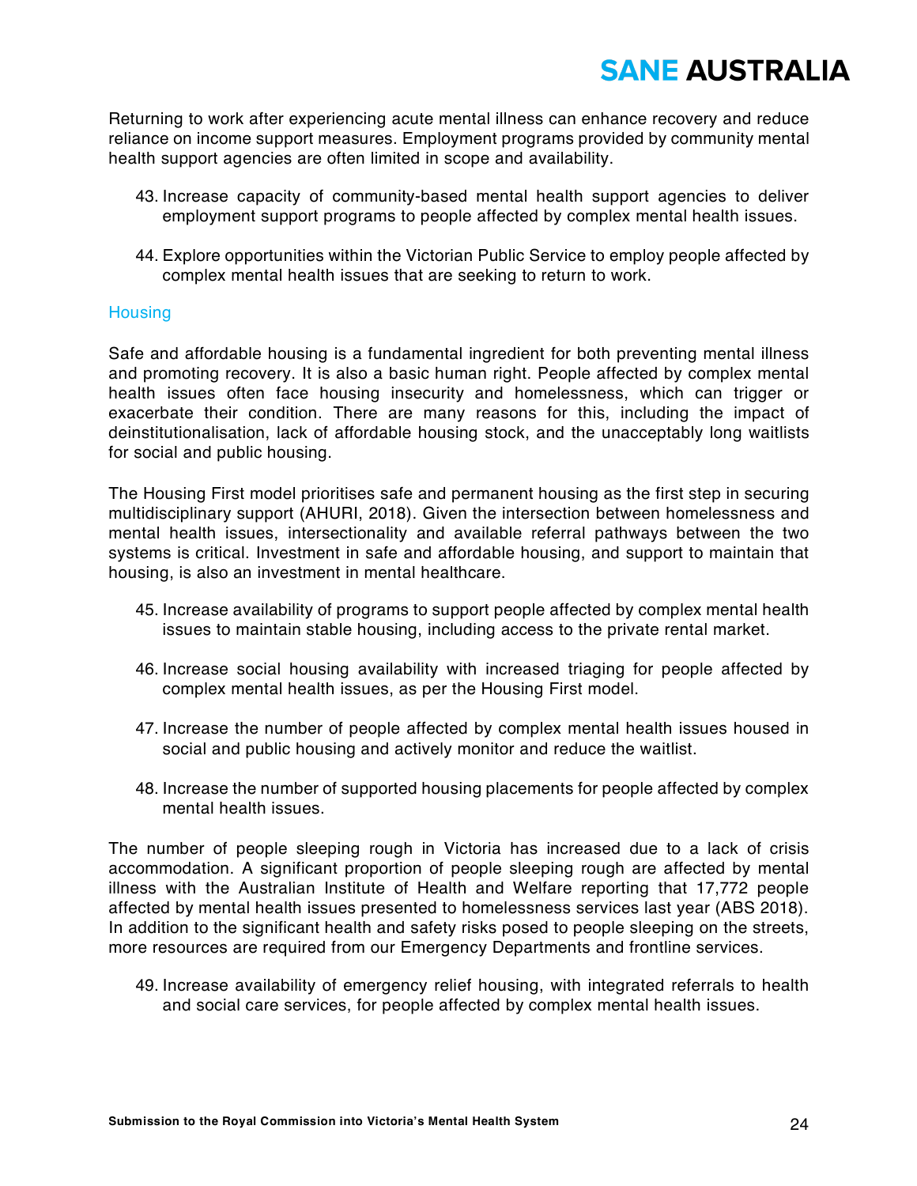Returning to work after experiencing acute mental illness can enhance recovery and reduce reliance on income support measures. Employment programs provided by community mental health support agencies are often limited in scope and availability.

43. Increase capacity of community-based mental health support agencies to deliver employment support programs to people affected by complex mental health issues.

44. Explore opportunities within the Victorian Public Service to employ people affected by complex mental health issues that are seeking to return to work.

### Housing

Safe and affordable housing is a fundamental ingredient for both preventing mental illness and promoting recovery. It is also a basic human right. People affected by complex mental health issues often face housing insecurity and homelessness, which can trigger or exacerbate their condition. There are many reasons for this, including the impact of deinstitutionalisation, lack of affordable housing stock, and the unacceptably long waitlists for social and public housing.

The Housing First model prioritises safe and permanent housing as the first step in securing multidisciplinary support (AHURI, 2018). Given the intersection between homelessness and mental health issues, intersectionality and available referral pathways between the two systems is critical. Investment in safe and affordable housing, and support to maintain that housing, is also an investment in mental healthcare.

45. Increase availability of programs to support people affected by complex mental health issues to maintain stable housing, including access to the private rental market.

46. Increase social housing availability with increased triaging for people affected by complex mental health issues, as per the Housing First model.

47. Increase the number of people affected by complex mental health issues housed in social and public housing and actively monitor and reduce the waitlist.

48. Increase the number of supported housing placements for people affected by complex mental health issues.

The number of people sleeping rough in Victoria has increased due to a lack of crisis accommodation. A significant proportion of people sleeping rough are affected by mental illness with the Australian Institute of Health and Welfare reporting that 17,772 people affected by mental health issues presented to homelessness services last year (ABS 2018). In addition to the significant health and safety risks posed to people sleeping on the streets, more resources are required from our Emergency Departments and frontline services.

49. Increase availability of emergency relief housing, with integrated referrals to health and social care services, for people affected by complex mental health issues.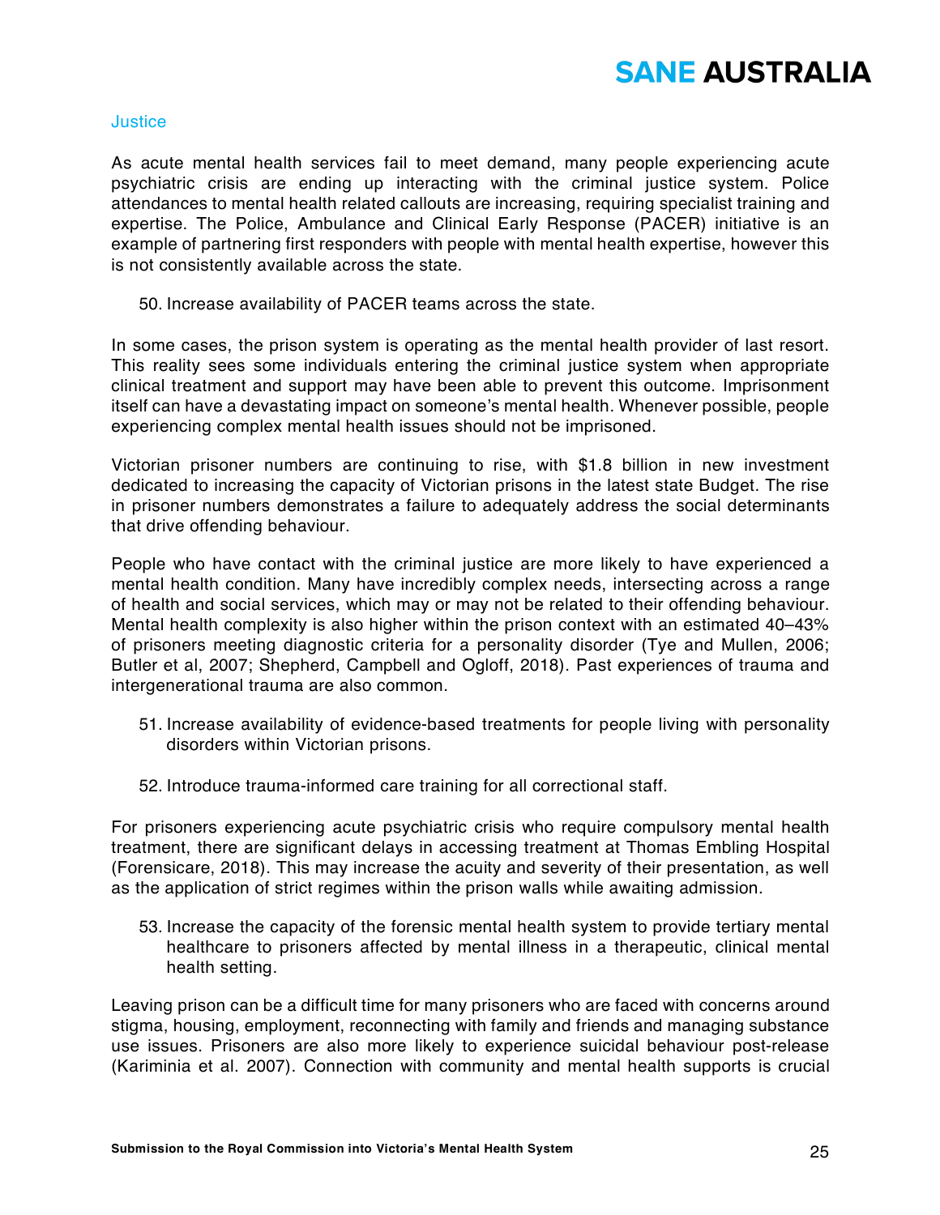## Justice

As acute mental health services fail to meet demand, many people experiencing acute psychiatric crisis are ending up interacting with the criminal justice system. Police attendances to mental health related callouts are increasing, requiring specialist training and expertise. The Police, Ambulance and Clinical Early Response (PACER) initiative is an example of partnering first responders with people with mental health expertise, however this is not consistently available across the state.

50. Increase availability of PACER teams across the state.

In some cases, the prison system is operating as the mental health provider of last resort. This reality sees some individuals entering the criminal justice system when appropriate clinical treatment and support may have been able to prevent this outcome. Imprisonment itself can have a devastating impact on someone's mental health. Whenever possible, people experiencing complex mental health issues should not be imprisoned.

Victorian prisoner numbers are continuing to rise, with $1.8 billion in new investment dedicated to increasing the capacity of Victorian prisons in the latest state Budget. The rise in prisoner numbers demonstrates a failure to adequately address the social determinants that drive offending behaviour.

People who have contact with the criminal justice are more likely to have experienced a mental health condition. Many have incredibly complex needs, intersecting across a range of health and social services, which may or may not be related to their offending behaviour. Mental health complexity is also higher within the prison context with an estimated 40–43% of prisoners meeting diagnostic criteria for a personality disorder (Tye and Mullen, 2006; Butler et al, 2007; Shepherd, Campbell and Ogloff, 2018). Past experiences of trauma and intergenerational trauma are also common.

51. Increase availability of evidence-based treatments for people living with personality disorders within Victorian prisons.

52. Introduce trauma-informed care training for all correctional staff.

For prisoners experiencing acute psychiatric crisis who require compulsory mental health treatment, there are significant delays in accessing treatment at Thomas Embling Hospital (Forensicare, 2018). This may increase the acuity and severity of their presentation, as well as the application of strict regimes within the prison walls while awaiting admission.

53. Increase the capacity of the forensic mental health system to provide tertiary mental healthcare to prisoners affected by mental illness in a therapeutic, clinical mental health setting.

Leaving prison can be a difficult time for many prisoners who are faced with concerns around stigma, housing, employment, reconnecting with family and friends and managing substance use issues. Prisoners are also more likely to experience suicidal behaviour post-release (Kariminia et al. 2007). Connection with community and mental health supports is crucial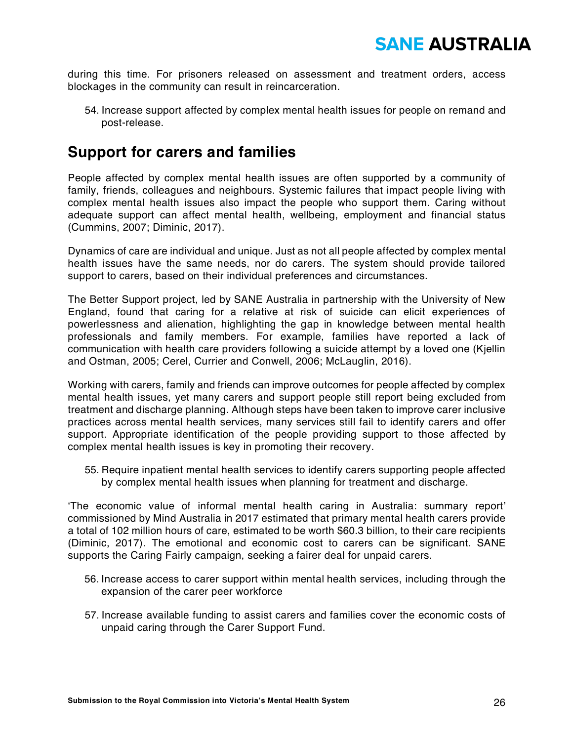during this time. For prisoners released on assessment and treatment orders, access blockages in the community can result in reincarceration.

54. Increase support affected by complex mental health issues for people on remand and post-release.

## Support for carers and families

People affected by complex mental health issues are often supported by a community of family, friends, colleagues and neighbours. Systemic failures that impact people living with complex mental health issues also impact the people who support them. Caring without adequate support can affect mental health, wellbeing, employment and financial status (Cummins, 2007; Diminic, 2017).

Dynamics of care are individual and unique. Just as not all people affected by complex mental health issues have the same needs, nor do carers. The system should provide tailored support to carers, based on their individual preferences and circumstances.

The Better Support project, led by SANE Australia in partnership with the University of New England, found that caring for a relative at risk of suicide can elicit experiences of powerlessness and alienation, highlighting the gap in knowledge between mental health professionals and family members. For example, families have reported a lack of communication with health care providers following a suicide attempt by a loved one (Kjellin and Ostman, 2005; Cerel, Currier and Conwell, 2006; McLauglin, 2016).

Working with carers, family and friends can improve outcomes for people affected by complex mental health issues, yet many carers and support people still report being excluded from treatment and discharge planning. Although steps have been taken to improve carer inclusive practices across mental health services, many services still fail to identify carers and offer support. Appropriate identification of the people providing support to those affected by complex mental health issues is key in promoting their recovery.

55. Require inpatient mental health services to identify carers supporting people affected by complex mental health issues when planning for treatment and discharge.

'The economic value of informal mental health caring in Australia: summary report' commissioned by Mind Australia in 2017 estimated that primary mental health carers provide a total of 102 million hours of care, estimated to be worth $60.3 billion, to their care recipients (Diminic, 2017). The emotional and economic cost to carers can be significant. SANE supports the Caring Fairly campaign, seeking a fairer deal for unpaid carers.

56. Increase access to carer support within mental health services, including through the expansion of the carer peer workforce

57. Increase available funding to assist carers and families cover the economic costs of unpaid caring through the Carer Support Fund.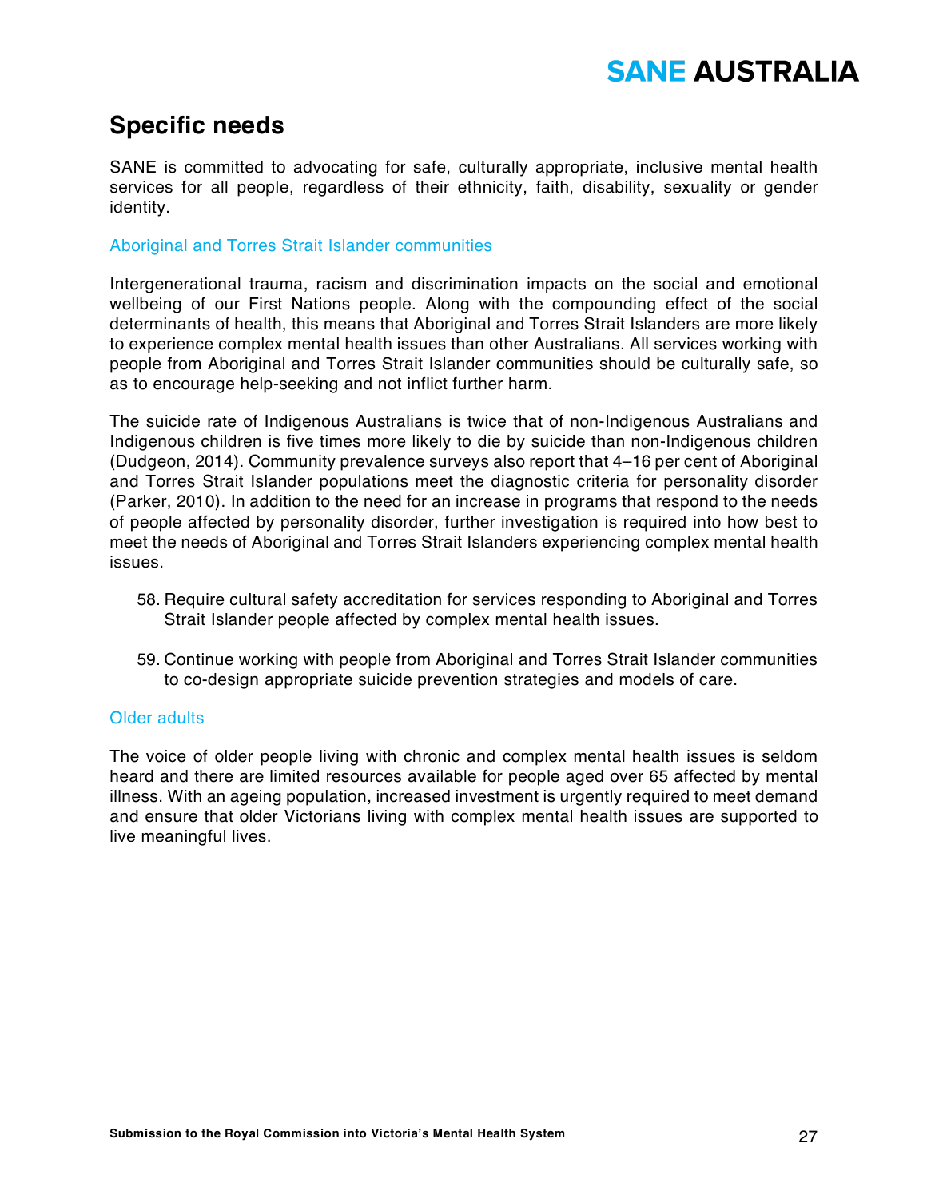## Specific needs

SANE is committed to advocating for safe, culturally appropriate, inclusive mental health services for all people, regardless of their ethnicity, faith, disability, sexuality or gender identity.

### Aboriginal and Torres Strait Islander communities

Intergenerational trauma, racism and discrimination impacts on the social and emotional wellbeing of our First Nations people. Along with the compounding effect of the social determinants of health, this means that Aboriginal and Torres Strait Islanders are more likely to experience complex mental health issues than other Australians. All services working with people from Aboriginal and Torres Strait Islander communities should be culturally safe, so as to encourage help-seeking and not inflict further harm.

The suicide rate of Indigenous Australians is twice that of non-Indigenous Australians and Indigenous children is five times more likely to die by suicide than non-Indigenous children (Dudgeon, 2014). Community prevalence surveys also report that 4–16 per cent of Aboriginal and Torres Strait Islander populations meet the diagnostic criteria for personality disorder (Parker, 2010). In addition to the need for an increase in programs that respond to the needs of people affected by personality disorder, further investigation is required into how best to meet the needs of Aboriginal and Torres Strait Islanders experiencing complex mental health issues.

58. Require cultural safety accreditation for services responding to Aboriginal and Torres Strait Islander people affected by complex mental health issues.

59. Continue working with people from Aboriginal and Torres Strait Islander communities to co-design appropriate suicide prevention strategies and models of care.

### Older adults

The voice of older people living with chronic and complex mental health issues is seldom heard and there are limited resources available for people aged over 65 affected by mental illness. With an ageing population, increased investment is urgently required to meet demand and ensure that older Victorians living with complex mental health issues are supported to live meaningful lives.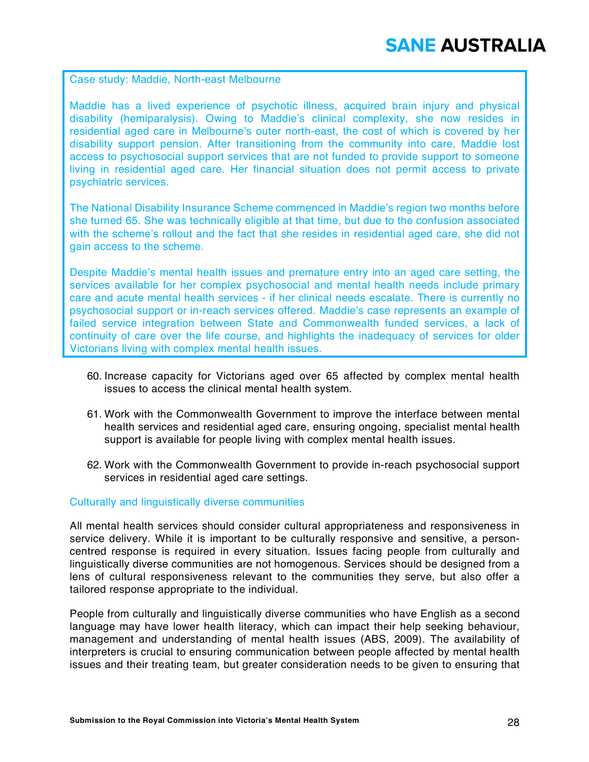Case study: Maddie, North-east Melbourne

Maddie has a lived experience of psychotic illness, acquired brain injury and physical disability (hemiparalysis). Owing to Maddie's clinical complexity, she now resides in residential aged care in Melbourne's outer north-east, the cost of which is covered by her disability support pension. After transitioning from the community into care, Maddie lost access to psychosocial support services that are not funded to provide support to someone living in residential aged care. Her financial situation does not permit access to private psychiatric services.

The National Disability Insurance Scheme commenced in Maddie's region two months before she turned 65. She was technically eligible at that time, but due to the confusion associated with the scheme's rollout and the fact that she resides in residential aged care, she did not gain access to the scheme.

Despite Maddie's mental health issues and premature entry into an aged care setting, the services available for her complex psychosocial and mental health needs include primary care and acute mental health services - if her clinical needs escalate. There is currently no psychosocial support or in-reach services offered. Maddie's case represents an example of failed service integration between State and Commonwealth funded services, a lack of continuity of care over the life course, and highlights the inadequacy of services for older Victorians living with complex mental health issues.

60. Increase capacity for Victorians aged over 65 affected by complex mental health issues to access the clinical mental health system.

61. Work with the Commonwealth Government to improve the interface between mental health services and residential aged care, ensuring ongoing, specialist mental health support is available for people living with complex mental health issues.

62. Work with the Commonwealth Government to provide in-reach psychosocial support services in residential aged care settings.

### Culturally and linguistically diverse communities

All mental health services should consider cultural appropriateness and responsiveness in service delivery. While it is important to be culturally responsive and sensitive, a person-centred response is required in every situation. Issues facing people from culturally and linguistically diverse communities are not homogenous. Services should be designed from a lens of cultural responsiveness relevant to the communities they serve, but also offer a tailored response appropriate to the individual.

People from culturally and linguistically diverse communities who have English as a second language may have lower health literacy, which can impact their help seeking behaviour, management and understanding of mental health issues (ABS, 2009). The availability of interpreters is crucial to ensuring communication between people affected by mental health issues and their treating team, but greater consideration needs to be given to ensuring that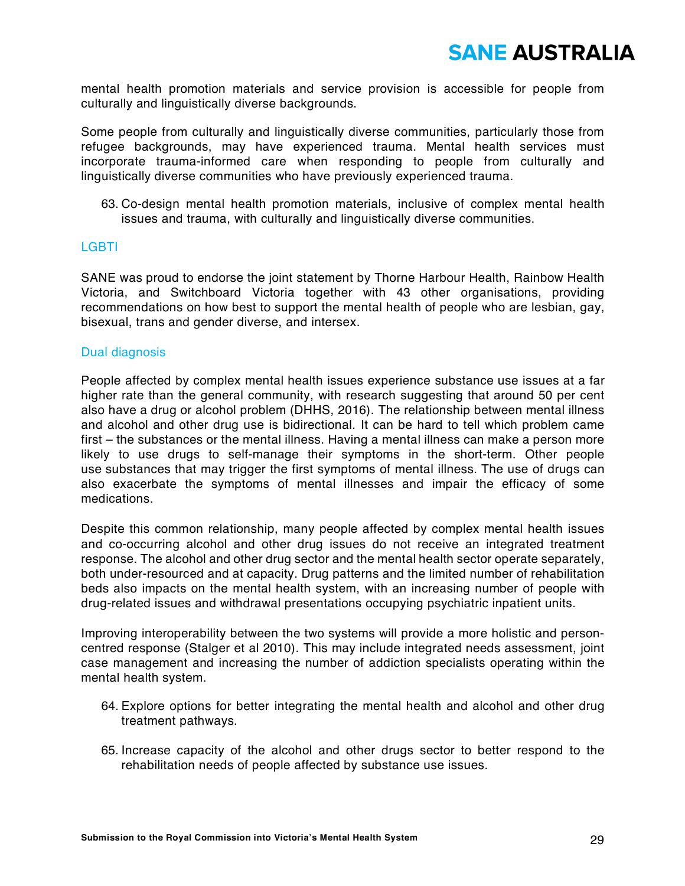mental health promotion materials and service provision is accessible for people from culturally and linguistically diverse backgrounds.

Some people from culturally and linguistically diverse communities, particularly those from refugee backgrounds, may have experienced trauma. Mental health services must incorporate trauma-informed care when responding to people from culturally and linguistically diverse communities who have previously experienced trauma.

63. Co-design mental health promotion materials, inclusive of complex mental health issues and trauma, with culturally and linguistically diverse communities.

### LGBTI

SANE was proud to endorse the joint statement by Thorne Harbour Health, Rainbow Health Victoria, and Switchboard Victoria together with 43 other organisations, providing recommendations on how best to support the mental health of people who are lesbian, gay, bisexual, trans and gender diverse, and intersex.

### Dual diagnosis

People affected by complex mental health issues experience substance use issues at a far higher rate than the general community, with research suggesting that around 50 per cent also have a drug or alcohol problem (DHHS, 2016). The relationship between mental illness and alcohol and other drug use is bidirectional. It can be hard to tell which problem came first – the substances or the mental illness. Having a mental illness can make a person more likely to use drugs to self-manage their symptoms in the short-term. Other people use substances that may trigger the first symptoms of mental illness. The use of drugs can also exacerbate the symptoms of mental illnesses and impair the efficacy of some medications.

Despite this common relationship, many people affected by complex mental health issues and co-occurring alcohol and other drug issues do not receive an integrated treatment response. The alcohol and other drug sector and the mental health sector operate separately, both under-resourced and at capacity. Drug patterns and the limited number of rehabilitation beds also impacts on the mental health system, with an increasing number of people with drug-related issues and withdrawal presentations occupying psychiatric inpatient units.

Improving interoperability between the two systems will provide a more holistic and person-centred response (Stalger et al 2010). This may include integrated needs assessment, joint case management and increasing the number of addiction specialists operating within the mental health system.

64. Explore options for better integrating the mental health and alcohol and other drug treatment pathways.

65. Increase capacity of the alcohol and other drugs sector to better respond to the rehabilitation needs of people affected by substance use issues.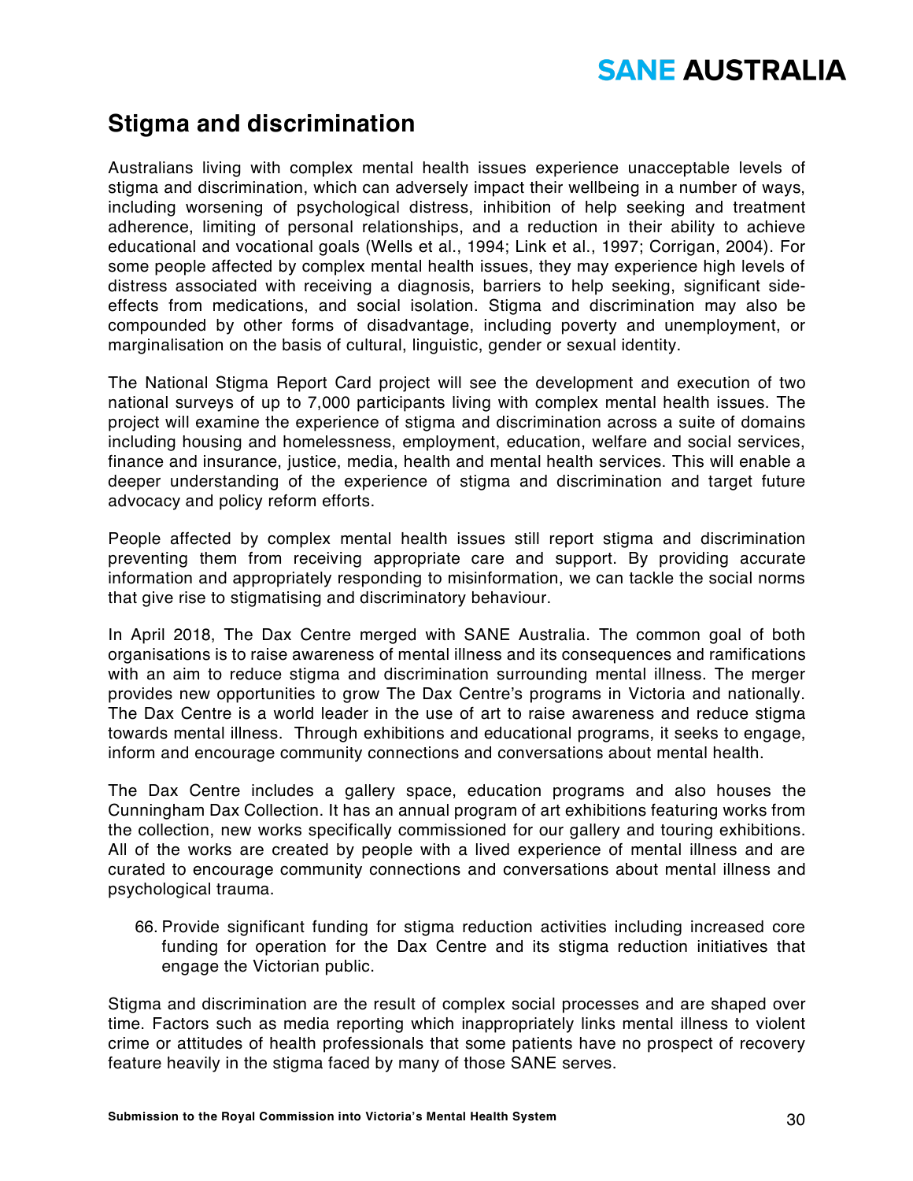## Stigma and discrimination

Australians living with complex mental health issues experience unacceptable levels of stigma and discrimination, which can adversely impact their wellbeing in a number of ways, including worsening of psychological distress, inhibition of help seeking and treatment adherence, limiting of personal relationships, and a reduction in their ability to achieve educational and vocational goals (Wells et al., 1994; Link et al., 1997; Corrigan, 2004). For some people affected by complex mental health issues, they may experience high levels of distress associated with receiving a diagnosis, barriers to help seeking, significant side-effects from medications, and social isolation. Stigma and discrimination may also be compounded by other forms of disadvantage, including poverty and unemployment, or marginalisation on the basis of cultural, linguistic, gender or sexual identity.

The National Stigma Report Card project will see the development and execution of two national surveys of up to 7,000 participants living with complex mental health issues. The project will examine the experience of stigma and discrimination across a suite of domains including housing and homelessness, employment, education, welfare and social services, finance and insurance, justice, media, health and mental health services. This will enable a deeper understanding of the experience of stigma and discrimination and target future advocacy and policy reform efforts.

People affected by complex mental health issues still report stigma and discrimination preventing them from receiving appropriate care and support. By providing accurate information and appropriately responding to misinformation, we can tackle the social norms that give rise to stigmatising and discriminatory behaviour.

In April 2018, The Dax Centre merged with SANE Australia. The common goal of both organisations is to raise awareness of mental illness and its consequences and ramifications with an aim to reduce stigma and discrimination surrounding mental illness. The merger provides new opportunities to grow The Dax Centre's programs in Victoria and nationally. The Dax Centre is a world leader in the use of art to raise awareness and reduce stigma towards mental illness. Through exhibitions and educational programs, it seeks to engage, inform and encourage community connections and conversations about mental health.

The Dax Centre includes a gallery space, education programs and also houses the Cunningham Dax Collection. It has an annual program of art exhibitions featuring works from the collection, new works specifically commissioned for our gallery and touring exhibitions. All of the works are created by people with a lived experience of mental illness and are curated to encourage community connections and conversations about mental illness and psychological trauma.

66. Provide significant funding for stigma reduction activities including increased core funding for operation for the Dax Centre and its stigma reduction initiatives that engage the Victorian public.

Stigma and discrimination are the result of complex social processes and are shaped over time. Factors such as media reporting which inappropriately links mental illness to violent crime or attitudes of health professionals that some patients have no prospect of recovery feature heavily in the stigma faced by many of those SANE serves.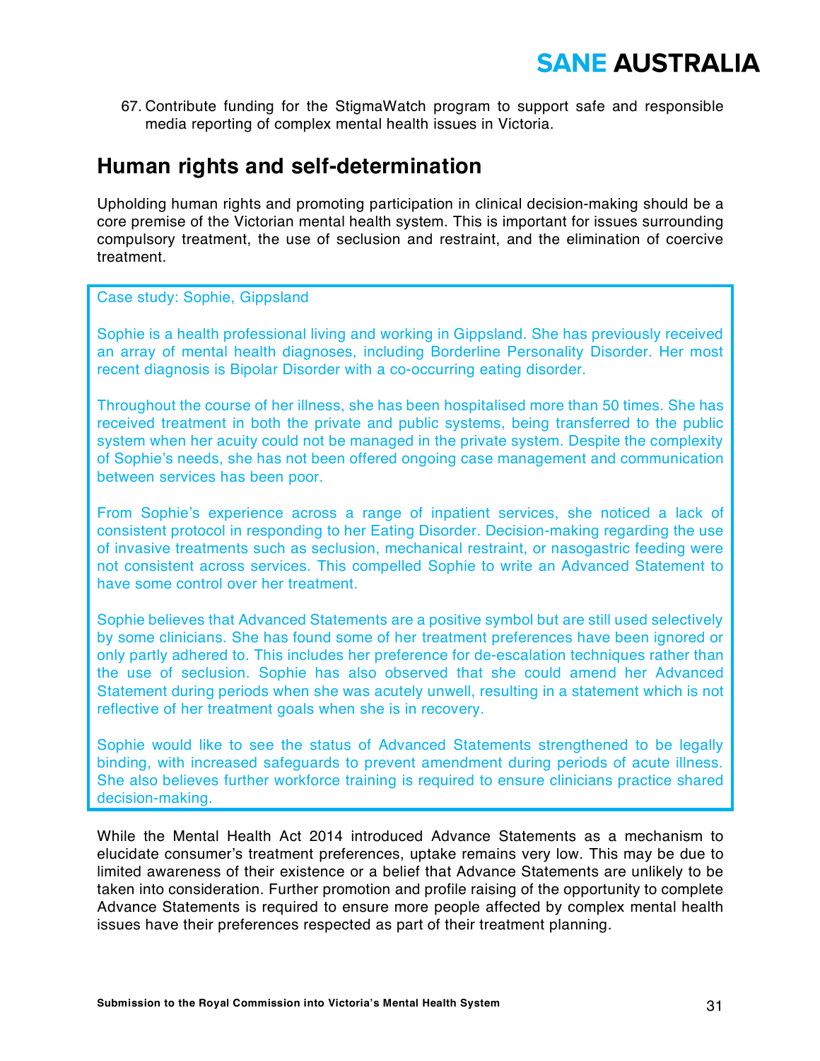67. Contribute funding for the StigmaWatch program to support safe and responsible media reporting of complex mental health issues in Victoria.

## Human rights and self-determination

Upholding human rights and promoting participation in clinical decision-making should be a core premise of the Victorian mental health system. This is important for issues surrounding compulsory treatment, the use of seclusion and restraint, and the elimination of coercive treatment.

Case study: Sophie, Gippsland

Sophie is a health professional living and working in Gippsland. She has previously received an array of mental health diagnoses, including Borderline Personality Disorder. Her most recent diagnosis is Bipolar Disorder with a co-occurring eating disorder.

Throughout the course of her illness, she has been hospitalised more than 50 times. She has received treatment in both the private and public systems, being transferred to the public system when her acuity could not be managed in the private system. Despite the complexity of Sophie's needs, she has not been offered ongoing case management and communication between services has been poor.

From Sophie's experience across a range of inpatient services, she noticed a lack of consistent protocol in responding to her Eating Disorder. Decision-making regarding the use of invasive treatments such as seclusion, mechanical restraint, or nasogastric feeding were not consistent across services. This compelled Sophie to write an Advanced Statement to have some control over her treatment.

Sophie believes that Advanced Statements are a positive symbol but are still used selectively by some clinicians. She has found some of her treatment preferences have been ignored or only partly adhered to. This includes her preference for de-escalation techniques rather than the use of seclusion. Sophie has also observed that she could amend her Advanced Statement during periods when she was acutely unwell, resulting in a statement which is not reflective of her treatment goals when she is in recovery.

Sophie would like to see the status of Advanced Statements strengthened to be legally binding, with increased safeguards to prevent amendment during periods of acute illness. She also believes further workforce training is required to ensure clinicians practice shared decision-making.

While the Mental Health Act 2014 introduced Advance Statements as a mechanism to elucidate consumer's treatment preferences, uptake remains very low. This may be due to limited awareness of their existence or a belief that Advance Statements are unlikely to be taken into consideration. Further promotion and profile raising of the opportunity to complete Advance Statements is required to ensure more people affected by complex mental health issues have their preferences respected as part of their treatment planning.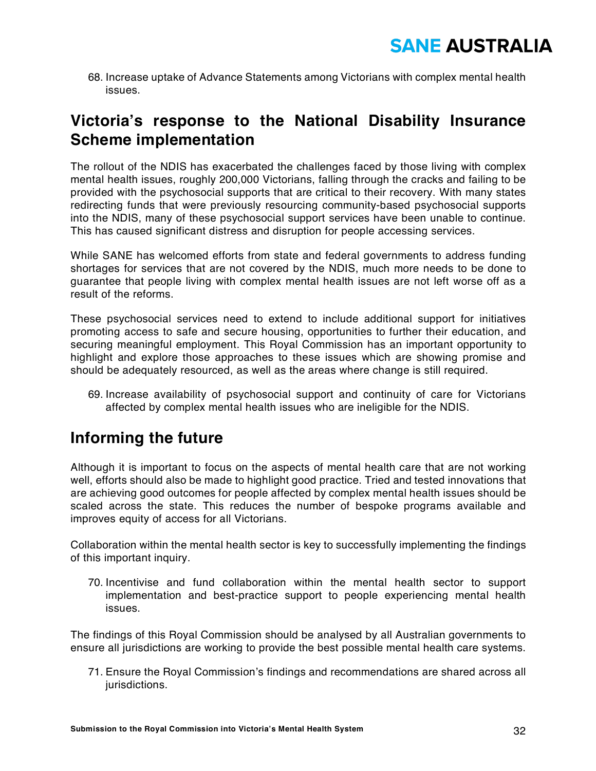68. Increase uptake of Advance Statements among Victorians with complex mental health issues.

## Victoria's response to the National Disability Insurance Scheme implementation

The rollout of the NDIS has exacerbated the challenges faced by those living with complex mental health issues, roughly 200,000 Victorians, falling through the cracks and failing to be provided with the psychosocial supports that are critical to their recovery. With many states redirecting funds that were previously resourcing community-based psychosocial supports into the NDIS, many of these psychosocial support services have been unable to continue. This has caused significant distress and disruption for people accessing services.

While SANE has welcomed efforts from state and federal governments to address funding shortages for services that are not covered by the NDIS, much more needs to be done to guarantee that people living with complex mental health issues are not left worse off as a result of the reforms.

These psychosocial services need to extend to include additional support for initiatives promoting access to safe and secure housing, opportunities to further their education, and securing meaningful employment. This Royal Commission has an important opportunity to highlight and explore those approaches to these issues which are showing promise and should be adequately resourced, as well as the areas where change is still required.

69. Increase availability of psychosocial support and continuity of care for Victorians affected by complex mental health issues who are ineligible for the NDIS.

## Informing the future

Although it is important to focus on the aspects of mental health care that are not working well, efforts should also be made to highlight good practice. Tried and tested innovations that are achieving good outcomes for people affected by complex mental health issues should be scaled across the state. This reduces the number of bespoke programs available and improves equity of access for all Victorians.

Collaboration within the mental health sector is key to successfully implementing the findings of this important inquiry.

70. Incentivise and fund collaboration within the mental health sector to support implementation and best-practice support to people experiencing mental health issues.

The findings of this Royal Commission should be analysed by all Australian governments to ensure all jurisdictions are working to provide the best possible mental health care systems.

71. Ensure the Royal Commission's findings and recommendations are shared across all jurisdictions.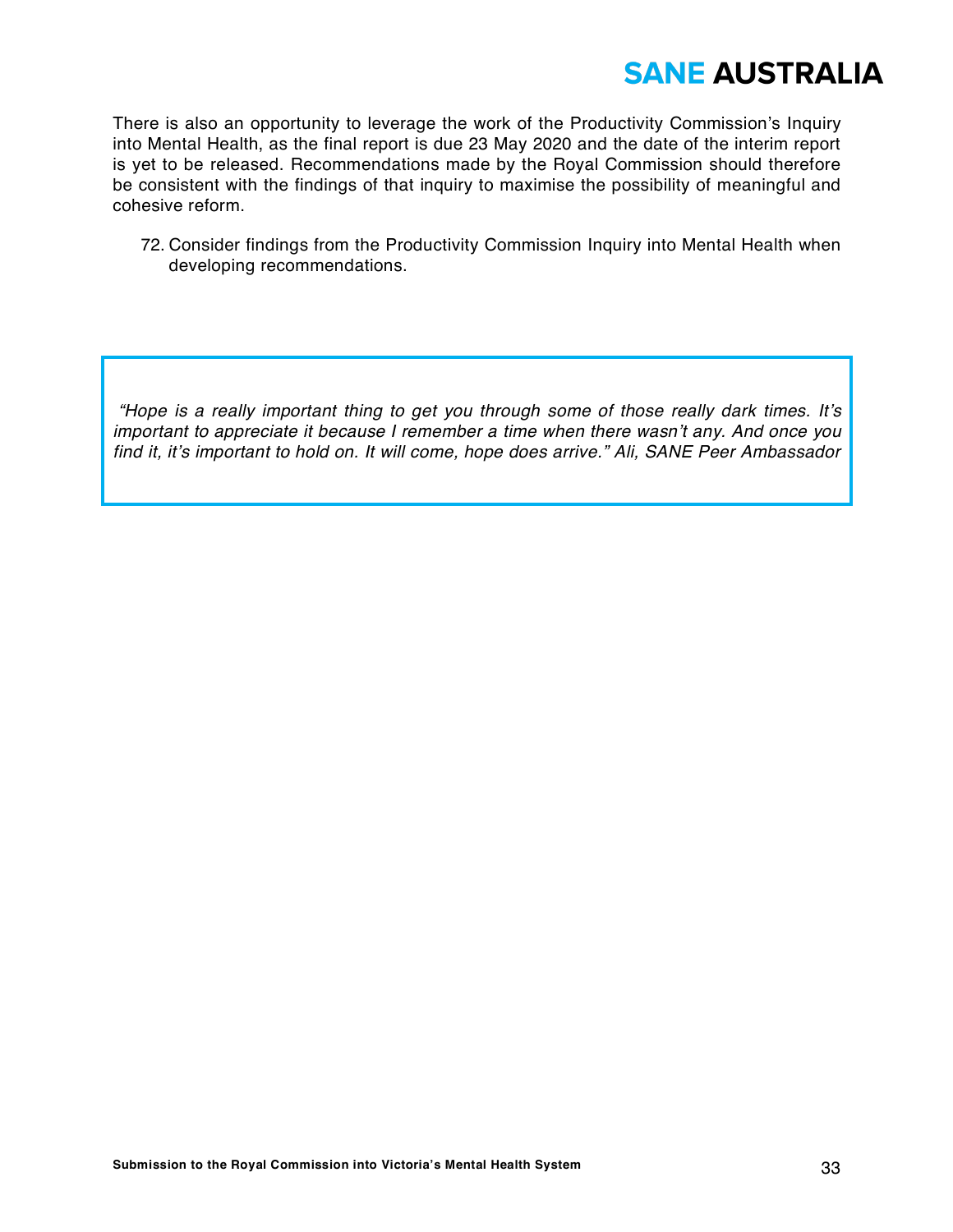There is also an opportunity to leverage the work of the Productivity Commission's Inquiry into Mental Health, as the final report is due 23 May 2020 and the date of the interim report is yet to be released. Recommendations made by the Royal Commission should therefore be consistent with the findings of that inquiry to maximise the possibility of meaningful and cohesive reform.

72. Consider findings from the Productivity Commission Inquiry into Mental Health when developing recommendations.

> *"Hope is a really important thing to get you through some of those really dark times. It's important to appreciate it because I remember a time when there wasn't any. And once you find it, it's important to hold on. It will come, hope does arrive." Ali, SANE Peer Ambassador*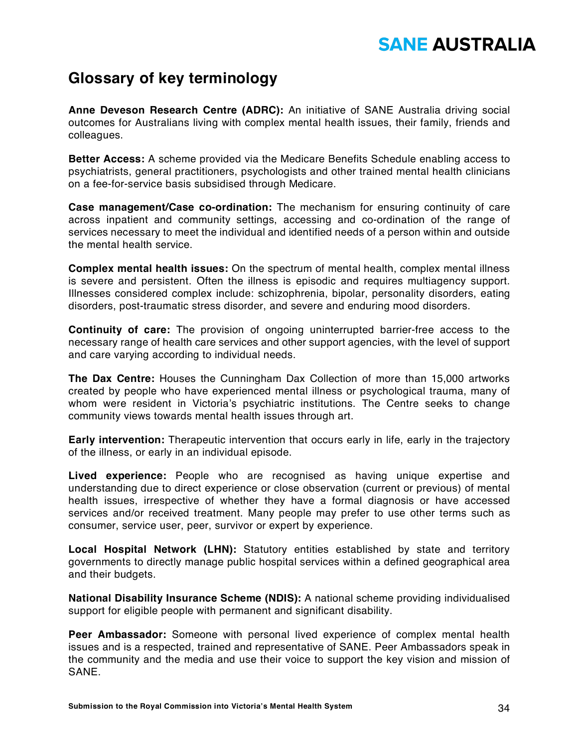# Glossary of key terminology

**Anne Deveson Research Centre (ADRC):** An initiative of SANE Australia driving social outcomes for Australians living with complex mental health issues, their family, friends and colleagues.

**Better Access:** A scheme provided via the Medicare Benefits Schedule enabling access to psychiatrists, general practitioners, psychologists and other trained mental health clinicians on a fee-for-service basis subsidised through Medicare.

**Case management/Case co-ordination:** The mechanism for ensuring continuity of care across inpatient and community settings, accessing and co-ordination of the range of services necessary to meet the individual and identified needs of a person within and outside the mental health service.

**Complex mental health issues:** On the spectrum of mental health, complex mental illness is severe and persistent. Often the illness is episodic and requires multiagency support. Illnesses considered complex include: schizophrenia, bipolar, personality disorders, eating disorders, post-traumatic stress disorder, and severe and enduring mood disorders.

**Continuity of care:** The provision of ongoing uninterrupted barrier-free access to the necessary range of health care services and other support agencies, with the level of support and care varying according to individual needs.

**The Dax Centre:** Houses the Cunningham Dax Collection of more than 15,000 artworks created by people who have experienced mental illness or psychological trauma, many of whom were resident in Victoria's psychiatric institutions. The Centre seeks to change community views towards mental health issues through art.

**Early intervention:** Therapeutic intervention that occurs early in life, early in the trajectory of the illness, or early in an individual episode.

**Lived experience:** People who are recognised as having unique expertise and understanding due to direct experience or close observation (current or previous) of mental health issues, irrespective of whether they have a formal diagnosis or have accessed services and/or received treatment. Many people may prefer to use other terms such as consumer, service user, peer, survivor or expert by experience.

**Local Hospital Network (LHN):** Statutory entities established by state and territory governments to directly manage public hospital services within a defined geographical area and their budgets.

**National Disability Insurance Scheme (NDIS):** A national scheme providing individualised support for eligible people with permanent and significant disability.

**Peer Ambassador:** Someone with personal lived experience of complex mental health issues and is a respected, trained and representative of SANE. Peer Ambassadors speak in the community and the media and use their voice to support the key vision and mission of SANE.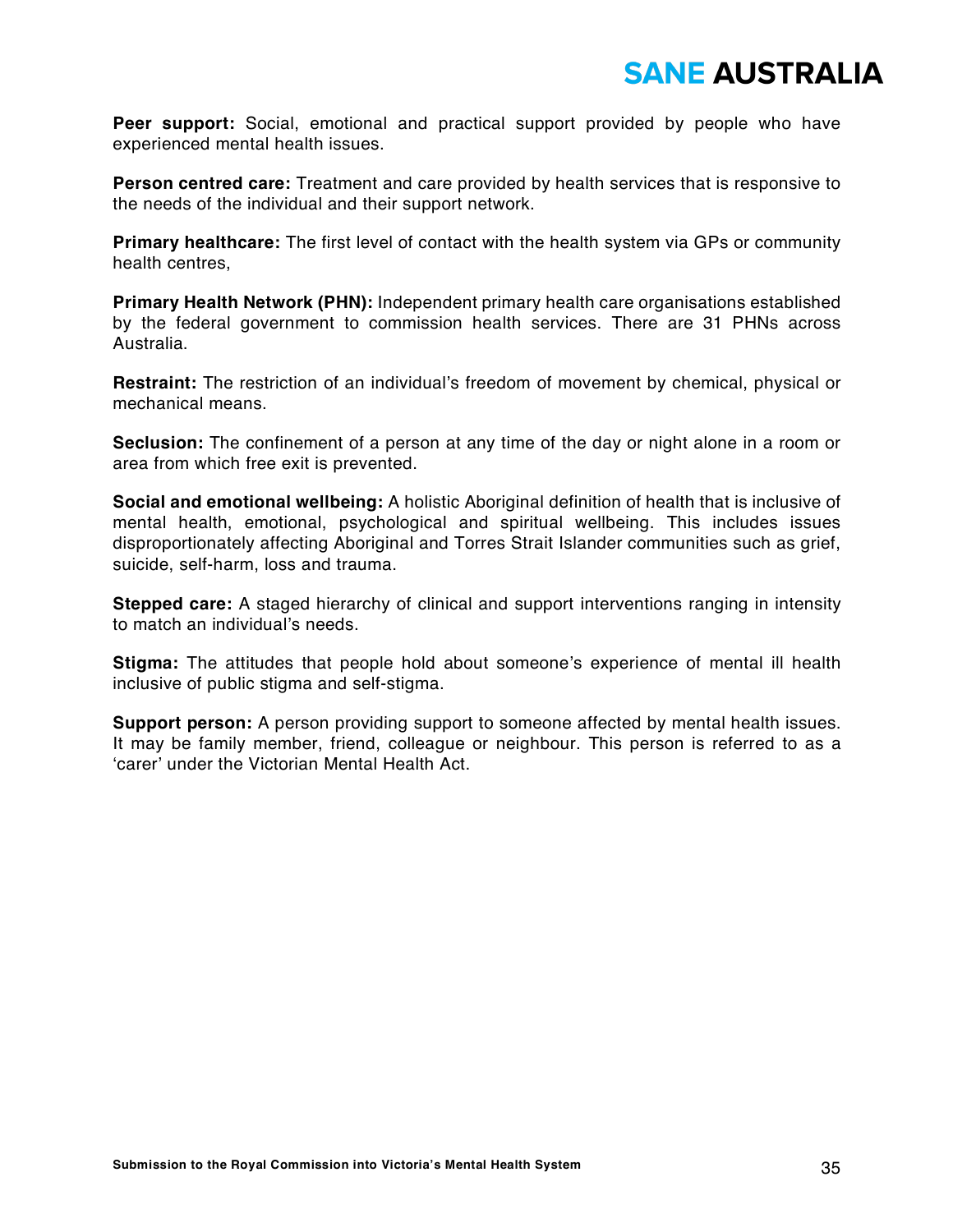**Peer support:** Social, emotional and practical support provided by people who have experienced mental health issues.

**Person centred care:** Treatment and care provided by health services that is responsive to the needs of the individual and their support network.

**Primary healthcare:** The first level of contact with the health system via GPs or community health centres,

**Primary Health Network (PHN):** Independent primary health care organisations established by the federal government to commission health services. There are 31 PHNs across Australia.

**Restraint:** The restriction of an individual's freedom of movement by chemical, physical or mechanical means.

**Seclusion:** The confinement of a person at any time of the day or night alone in a room or area from which free exit is prevented.

**Social and emotional wellbeing:** A holistic Aboriginal definition of health that is inclusive of mental health, emotional, psychological and spiritual wellbeing. This includes issues disproportionately affecting Aboriginal and Torres Strait Islander communities such as grief, suicide, self-harm, loss and trauma.

**Stepped care:** A staged hierarchy of clinical and support interventions ranging in intensity to match an individual's needs.

**Stigma:** The attitudes that people hold about someone's experience of mental ill health inclusive of public stigma and self-stigma.

**Support person:** A person providing support to someone affected by mental health issues. It may be family member, friend, colleague or neighbour. This person is referred to as a 'carer' under the Victorian Mental Health Act.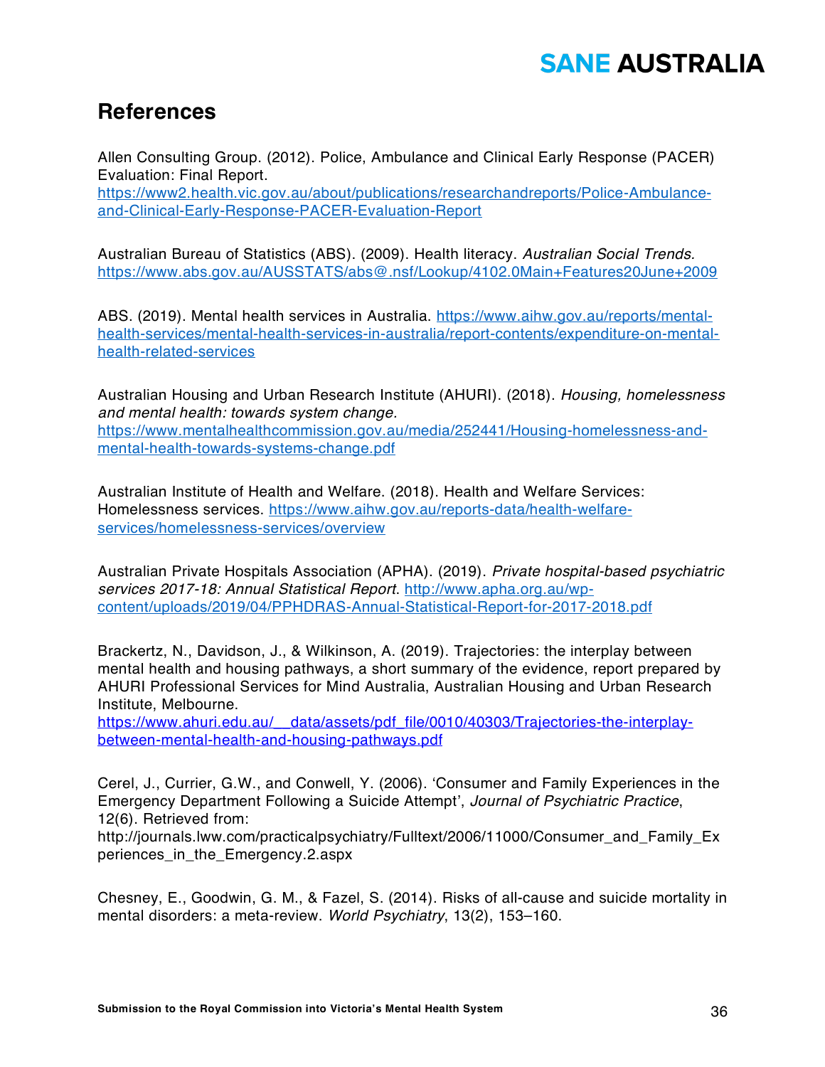## References

Allen Consulting Group. (2012). Police, Ambulance and Clinical Early Response (PACER) Evaluation: Final Report. https://www2.health.vic.gov.au/about/publications/researchandreports/Police-Ambulance-and-Clinical-Early-Response-PACER-Evaluation-Report

Australian Bureau of Statistics (ABS). (2009). Health literacy. *Australian Social Trends.* https://www.abs.gov.au/AUSSTATS/abs@.nsf/Lookup/4102.0Main+Features20June+2009

ABS. (2019). Mental health services in Australia. https://www.aihw.gov.au/reports/mental-health-services/mental-health-services-in-australia/report-contents/expenditure-on-mental-health-related-services

Australian Housing and Urban Research Institute (AHURI). (2018). *Housing, homelessness and mental health: towards system change.* https://www.mentalhealthcommission.gov.au/media/252441/Housing-homelessness-and-mental-health-towards-systems-change.pdf

Australian Institute of Health and Welfare. (2018). Health and Welfare Services: Homelessness services. https://www.aihw.gov.au/reports-data/health-welfare-services/homelessness-services/overview

Australian Private Hospitals Association (APHA). (2019). *Private hospital-based psychiatric services 2017-18: Annual Statistical Report.* http://www.apha.org.au/wp-content/uploads/2019/04/PPHDRAS-Annual-Statistical-Report-for-2017-2018.pdf

Brackertz, N., Davidson, J., & Wilkinson, A. (2019). Trajectories: the interplay between mental health and housing pathways, a short summary of the evidence, report prepared by AHURI Professional Services for Mind Australia, Australian Housing and Urban Research Institute, Melbourne. https://www.ahuri.edu.au/__data/assets/pdf_file/0010/40303/Trajectories-the-interplay-between-mental-health-and-housing-pathways.pdf

Cerel, J., Currier, G.W., and Conwell, Y. (2006). 'Consumer and Family Experiences in the Emergency Department Following a Suicide Attempt', *Journal of Psychiatric Practice*, 12(6). Retrieved from: http://journals.lww.com/practicalpsychiatry/Fulltext/2006/11000/Consumer_and_Family_Experiences_in_the_Emergency.2.aspx

Chesney, E., Goodwin, G. M., & Fazel, S. (2014). Risks of all-cause and suicide mortality in mental disorders: a meta-review. *World Psychiatry*, 13(2), 153–160.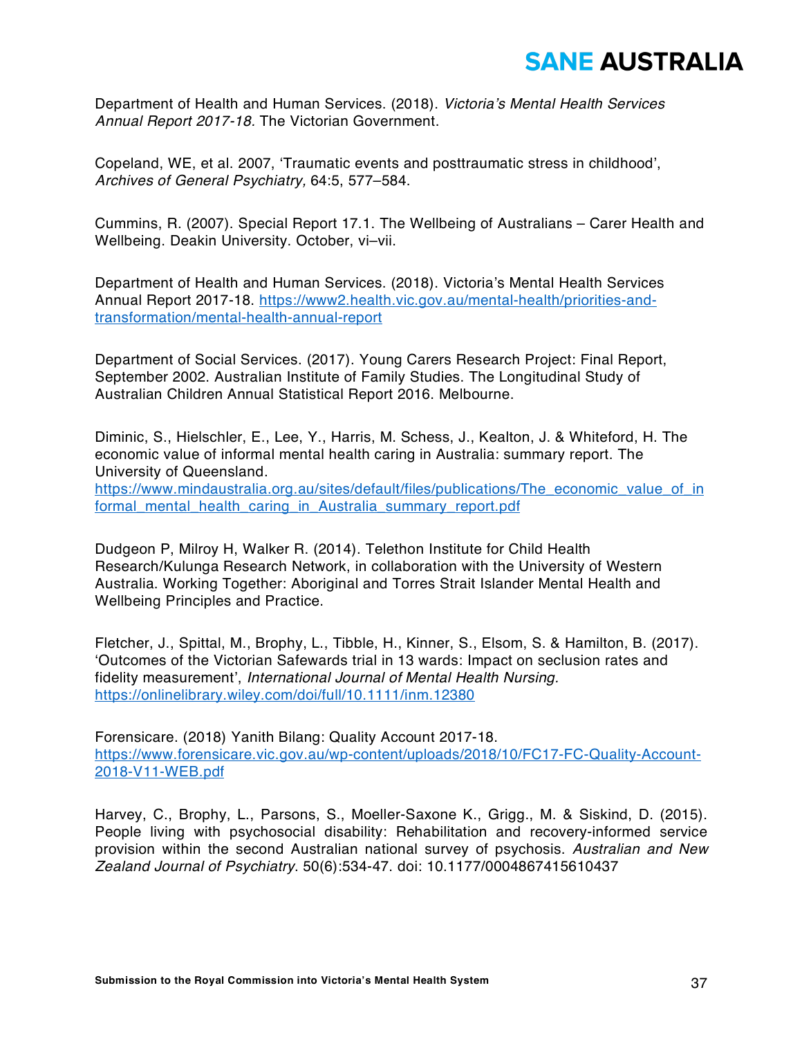Department of Health and Human Services. (2018). *Victoria's Mental Health Services Annual Report 2017-18.* The Victorian Government.

Copeland, WE, et al. 2007, 'Traumatic events and posttraumatic stress in childhood', *Archives of General Psychiatry,* 64:5, 577–584.

Cummins, R. (2007). Special Report 17.1. The Wellbeing of Australians – Carer Health and Wellbeing. Deakin University. October, vi–vii.

Department of Health and Human Services. (2018). Victoria's Mental Health Services Annual Report 2017-18. https://www2.health.vic.gov.au/mental-health/priorities-and-transformation/mental-health-annual-report

Department of Social Services. (2017). Young Carers Research Project: Final Report, September 2002. Australian Institute of Family Studies. The Longitudinal Study of Australian Children Annual Statistical Report 2016. Melbourne.

Diminic, S., Hielschler, E., Lee, Y., Harris, M. Schess, J., Kealton, J. & Whiteford, H. The economic value of informal mental health caring in Australia: summary report. The University of Queensland.
https://www.mindaustralia.org.au/sites/default/files/publications/The_economic_value_of_informal_mental_health_caring_in_Australia_summary_report.pdf

Dudgeon P, Milroy H, Walker R. (2014). Telethon Institute for Child Health Research/Kulunga Research Network, in collaboration with the University of Western Australia. Working Together: Aboriginal and Torres Strait Islander Mental Health and Wellbeing Principles and Practice.

Fletcher, J., Spittal, M., Brophy, L., Tibble, H., Kinner, S., Elsom, S. & Hamilton, B. (2017). 'Outcomes of the Victorian Safewards trial in 13 wards: Impact on seclusion rates and fidelity measurement', *International Journal of Mental Health Nursing.* https://onlinelibrary.wiley.com/doi/full/10.1111/inm.12380

Forensicare. (2018) Yanith Bilang: Quality Account 2017-18.
https://www.forensicare.vic.gov.au/wp-content/uploads/2018/10/FC17-FC-Quality-Account-2018-V11-WEB.pdf

Harvey, C., Brophy, L., Parsons, S., Moeller-Saxone K., Grigg., M. & Siskind, D. (2015). People living with psychosocial disability: Rehabilitation and recovery-informed service provision within the second Australian national survey of psychosis. *Australian and New Zealand Journal of Psychiatry.* 50(6):534-47. doi: 10.1177/0004867415610437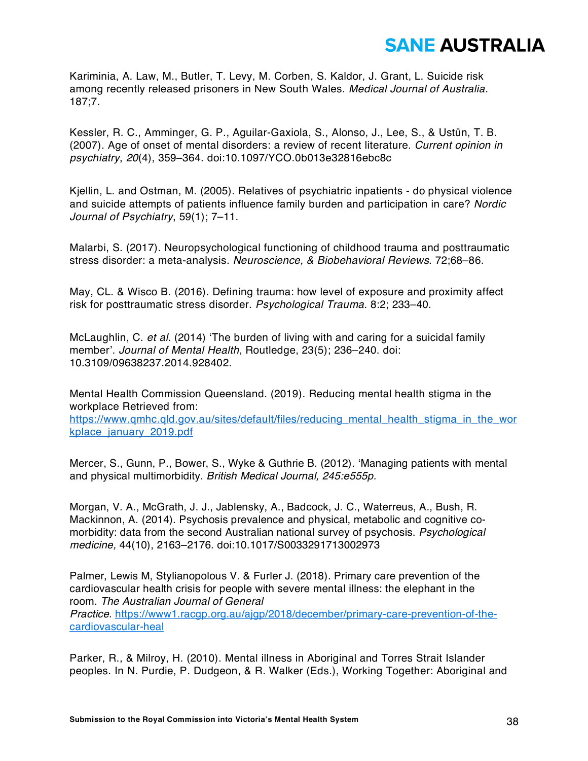Kariminia, A. Law, M., Butler, T. Levy, M. Corben, S. Kaldor, J. Grant, L. Suicide risk among recently released prisoners in New South Wales. *Medical Journal of Australia.* 187;7.

Kessler, R. C., Amminger, G. P., Aguilar-Gaxiola, S., Alonso, J., Lee, S., & Ustün, T. B. (2007). Age of onset of mental disorders: a review of recent literature. *Current opinion in psychiatry*, *20*(4), 359–364. doi:10.1097/YCO.0b013e32816ebc8c

Kjellin, L. and Ostman, M. (2005). Relatives of psychiatric inpatients - do physical violence and suicide attempts of patients influence family burden and participation in care? *Nordic Journal of Psychiatry*, 59(1); 7–11.

Malarbi, S. (2017). Neuropsychological functioning of childhood trauma and posttraumatic stress disorder: a meta-analysis. *Neuroscience, & Biobehavioral Reviews*. 72;68–86.

May, CL. & Wisco B. (2016). Defining trauma: how level of exposure and proximity affect risk for posttraumatic stress disorder. *Psychological Trauma.* 8:2; 233–40.

McLaughlin, C. *et al.* (2014) 'The burden of living with and caring for a suicidal family member'. *Journal of Mental Health*, Routledge, 23(5); 236–240. doi: 10.3109/09638237.2014.928402.

Mental Health Commission Queensland. (2019). Reducing mental health stigma in the workplace Retrieved from: [https://www.qmhc.qld.gov.au/sites/default/files/reducing_mental_health_stigma_in_the_workplace_january_2019.pdf](https://www.qmhc.qld.gov.au/sites/default/files/reducing_mental_health_stigma_in_the_workplace_january_2019.pdf)

Mercer, S., Gunn, P., Bower, S., Wyke & Guthrie B. (2012). 'Managing patients with mental and physical multimorbidity. *British Medical Journal, 245:e555p.*

Morgan, V. A., McGrath, J. J., Jablensky, A., Badcock, J. C., Waterreus, A., Bush, R. Mackinnon, A. (2014). Psychosis prevalence and physical, metabolic and cognitive co-morbidity: data from the second Australian national survey of psychosis. *Psychological medicine,* 44(10), 2163–2176. doi:10.1017/S0033291713002973

Palmer, Lewis M, Stylianopolous V. & Furler J. (2018). Primary care prevention of the cardiovascular health crisis for people with severe mental illness: the elephant in the room. *The Australian Journal of General Practice*. [https://www1.racgp.org.au/ajgp/2018/december/primary-care-prevention-of-the-cardiovascular-heal](https://www1.racgp.org.au/ajgp/2018/december/primary-care-prevention-of-the-cardiovascular-heal)

Parker, R., & Milroy, H. (2010). Mental illness in Aboriginal and Torres Strait Islander peoples. In N. Purdie, P. Dudgeon, & R. Walker (Eds.), Working Together: Aboriginal and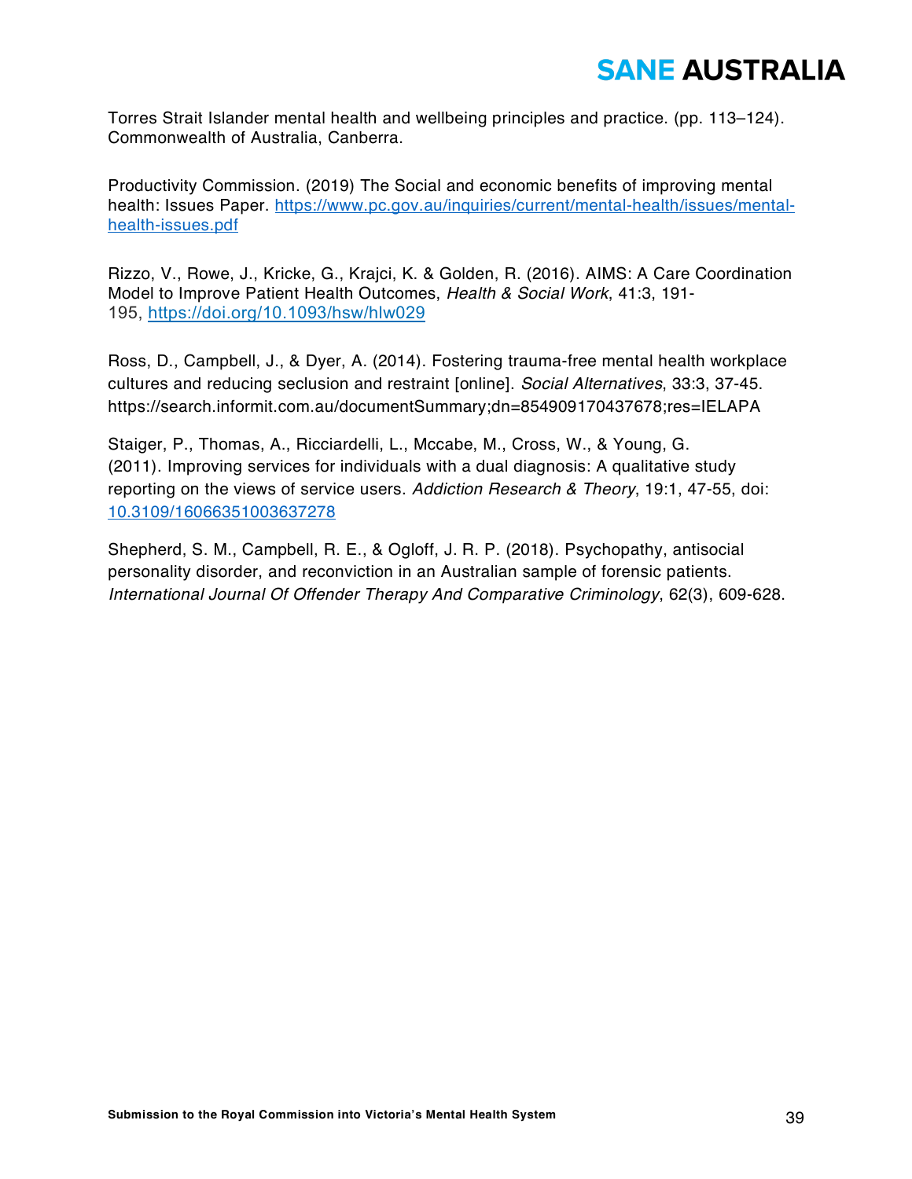Torres Strait Islander mental health and wellbeing principles and practice. (pp. 113–124). Commonwealth of Australia, Canberra.

Productivity Commission. (2019) The Social and economic benefits of improving mental health: Issues Paper. https://www.pc.gov.au/inquiries/current/mental-health/issues/mental-health-issues.pdf

Rizzo, V., Rowe, J., Kricke, G., Krajci, K. & Golden, R. (2016). AIMS: A Care Coordination Model to Improve Patient Health Outcomes, *Health & Social Work*, 41:3, 191-195, https://doi.org/10.1093/hsw/hlw029

Ross, D., Campbell, J., & Dyer, A. (2014). Fostering trauma-free mental health workplace cultures and reducing seclusion and restraint [online]. *Social Alternatives*, 33:3, 37-45. https://search.informit.com.au/documentSummary;dn=854909170437678;res=IELAPA

Staiger, P., Thomas, A., Ricciardelli, L., Mccabe, M., Cross, W., & Young, G. (2011). Improving services for individuals with a dual diagnosis: A qualitative study reporting on the views of service users. *Addiction Research & Theory*, 19:1, 47-55, doi: 10.3109/16066351003637278

Shepherd, S. M., Campbell, R. E., & Ogloff, J. R. P. (2018). Psychopathy, antisocial personality disorder, and reconviction in an Australian sample of forensic patients. *International Journal Of Offender Therapy And Comparative Criminology*, 62(3), 609-628.